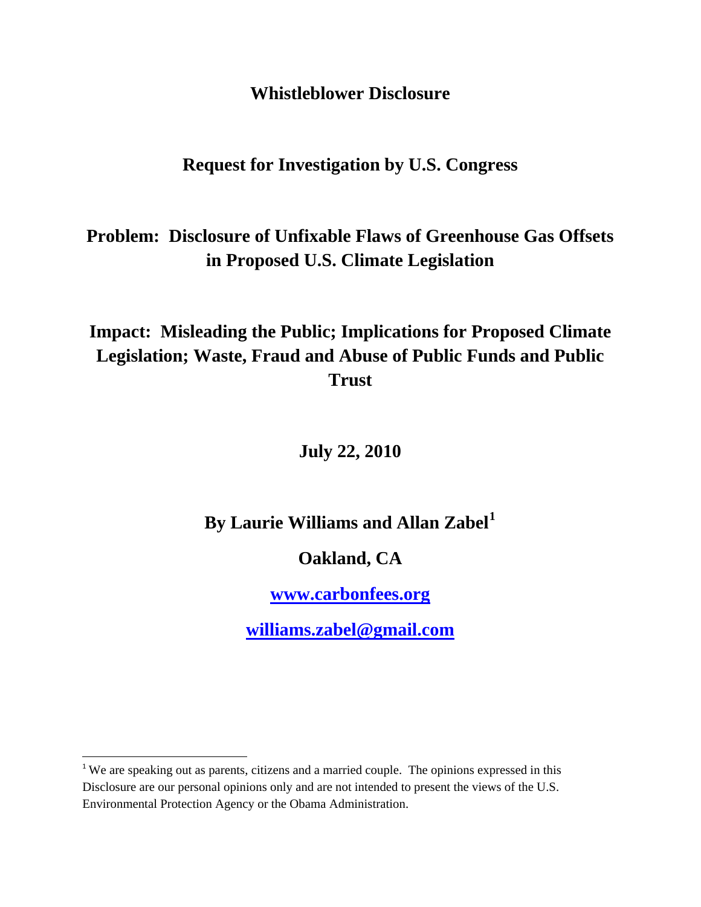# Whistleblower Disclosure

## Request for Investigation by U.S. Congress

## Problem: Disclosure of Unfixable Flaws of Greenhouse Gas Offsets in Proposed U.S. Climate Legislation

## Impact: Misleading the Public; Implications for Proposed Climate Legislation; Waste, Fraud and Abuse of Public Funds and Public Trust

**July 22, 2010**

**By Laurie Williams and Allan Zabel[1]**

**Oakland, CA**

**[www.carbonfees.org](http://www.carbonfees.org)**

**[williams.zabel@gmail.com](mailto:williams.zabel@gmail.com)**

---

[1] We are speaking out as parents, citizens and a married couple. The opinions expressed in this Disclosure are our personal opinions only and are not intended to present the views of the U.S. Environmental Protection Agency or the Obama Administration.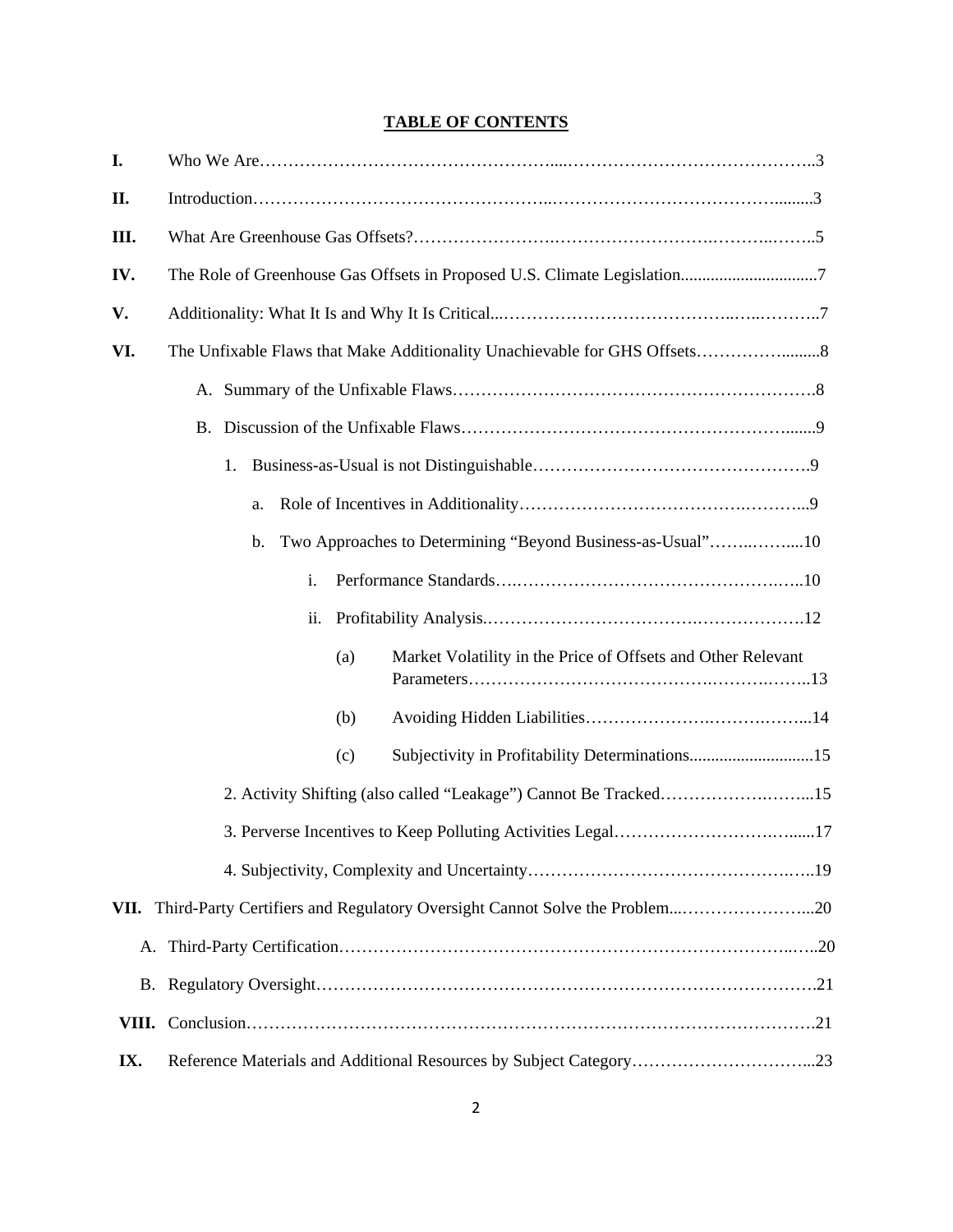# TABLE OF CONTENTS

**I.** Who We Are……………………………………………....……………………………………..3

**II.** Introduction…………………………………………..…………………………………….........3

**III.** What Are Greenhouse Gas Offsets?…………………….……………………….……….……..5

**IV.** The Role of Greenhouse Gas Offsets in Proposed U.S. Climate Legislation................................7

**V.** Additionality: What It Is and Why It Is Critical...…………………………………..…..……….7

**VI.** The Unfixable Flaws that Make Additionality Unachievable for GHS Offsets……………........8

- A. Summary of the Unfixable Flaws……………………………………………………….8
- B. Discussion of the Unfixable Flaws………………………………………………….......9
  - 1. Business-as-Usual is not Distinguishable………………………………………….9
    - a. Role of Incentives in Additionality……………………………….………...9
    - b. Two Approaches to Determining "Beyond Business-as-Usual"……..……....10
      - i. Performance Standards….…………………………………….…..10
      - ii. Profitability Analysis.……………………………….……………….12
        - (a) Market Volatility in the Price of Offsets and Other Relevant Parameters……………………………….……….……..13
        - (b) Avoiding Hidden Liabilities………………….…….……...14
        - (c) Subjectivity in Profitability Determinations.............................15
  - 2. Activity Shifting (also called "Leakage") Cannot Be Tracked…………….……...15
  - 3. Perverse Incentives to Keep Polluting Activities Legal……………………….…....17
  - 4. Subjectivity, Complexity and Uncertainty……………………………………….…..19

**VII.** Third-Party Certifiers and Regulatory Oversight Cannot Solve the Problem...…………………...20

- A. Third-Party Certification……………………………………………………………..…..20
- B. Regulatory Oversight……………………………………………………………………….21

**VIII.** Conclusion…………………………………………………………………………………….21

**IX.** Reference Materials and Additional Resources by Subject Category…………………………...23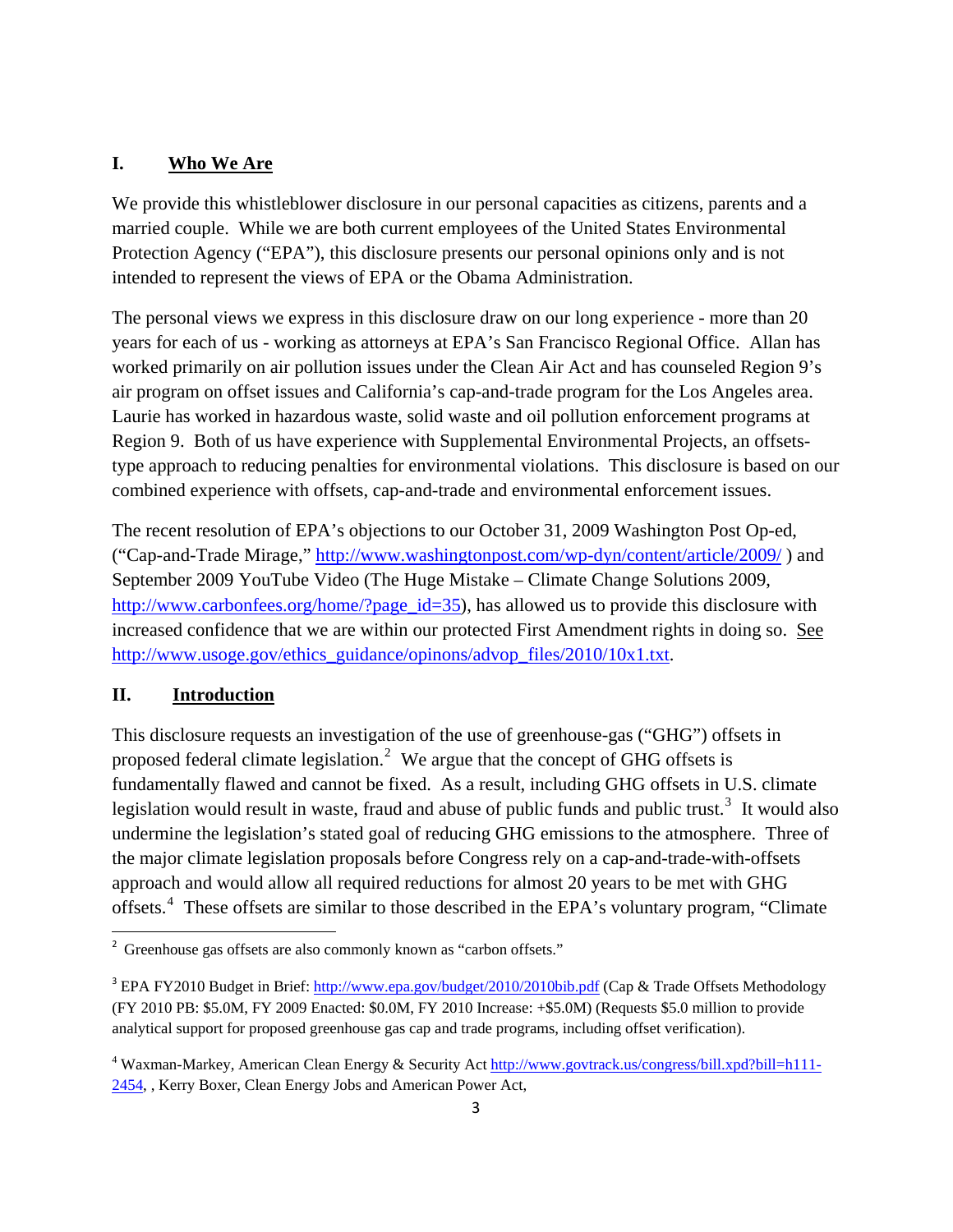## I. Who We Are

We provide this whistleblower disclosure in our personal capacities as citizens, parents and a married couple. While we are both current employees of the United States Environmental Protection Agency ("EPA"), this disclosure presents our personal opinions only and is not intended to represent the views of EPA or the Obama Administration.

The personal views we express in this disclosure draw on our long experience - more than 20 years for each of us - working as attorneys at EPA's San Francisco Regional Office. Allan has worked primarily on air pollution issues under the Clean Air Act and has counseled Region 9's air program on offset issues and California's cap-and-trade program for the Los Angeles area. Laurie has worked in hazardous waste, solid waste and oil pollution enforcement programs at Region 9. Both of us have experience with Supplemental Environmental Projects, an offsets-type approach to reducing penalties for environmental violations. This disclosure is based on our combined experience with offsets, cap-and-trade and environmental enforcement issues.

The recent resolution of EPA's objections to our October 31, 2009 Washington Post Op-ed, ("Cap-and-Trade Mirage," http://www.washingtonpost.com/wp-dyn/content/article/2009/ ) and September 2009 YouTube Video (The Huge Mistake – Climate Change Solutions 2009, http://www.carbonfees.org/home/?page_id=35), has allowed us to provide this disclosure with increased confidence that we are within our protected First Amendment rights in doing so. See http://www.usoge.gov/ethics_guidance/opinons/advop_files/2010/10x1.txt.

## II. Introduction

This disclosure requests an investigation of the use of greenhouse-gas ("GHG") offsets in proposed federal climate legislation.[2] We argue that the concept of GHG offsets is fundamentally flawed and cannot be fixed. As a result, including GHG offsets in U.S. climate legislation would result in waste, fraud and abuse of public funds and public trust.[3] It would also undermine the legislation's stated goal of reducing GHG emissions to the atmosphere. Three of the major climate legislation proposals before Congress rely on a cap-and-trade-with-offsets approach and would allow all required reductions for almost 20 years to be met with GHG offsets.[4] These offsets are similar to those described in the EPA's voluntary program, "Climate

---

[2] Greenhouse gas offsets are also commonly known as "carbon offsets."

[3] EPA FY2010 Budget in Brief: http://www.epa.gov/budget/2010/2010bib.pdf (Cap & Trade Offsets Methodology (FY 2010 PB: $5.0M, FY 2009 Enacted: $0.0M, FY 2010 Increase: +$5.0M) (Requests $5.0 million to provide analytical support for proposed greenhouse gas cap and trade programs, including offset verification).

[4] Waxman-Markey, American Clean Energy & Security Act http://www.govtrack.us/congress/bill.xpd?bill=h111-2454, , Kerry Boxer, Clean Energy Jobs and American Power Act,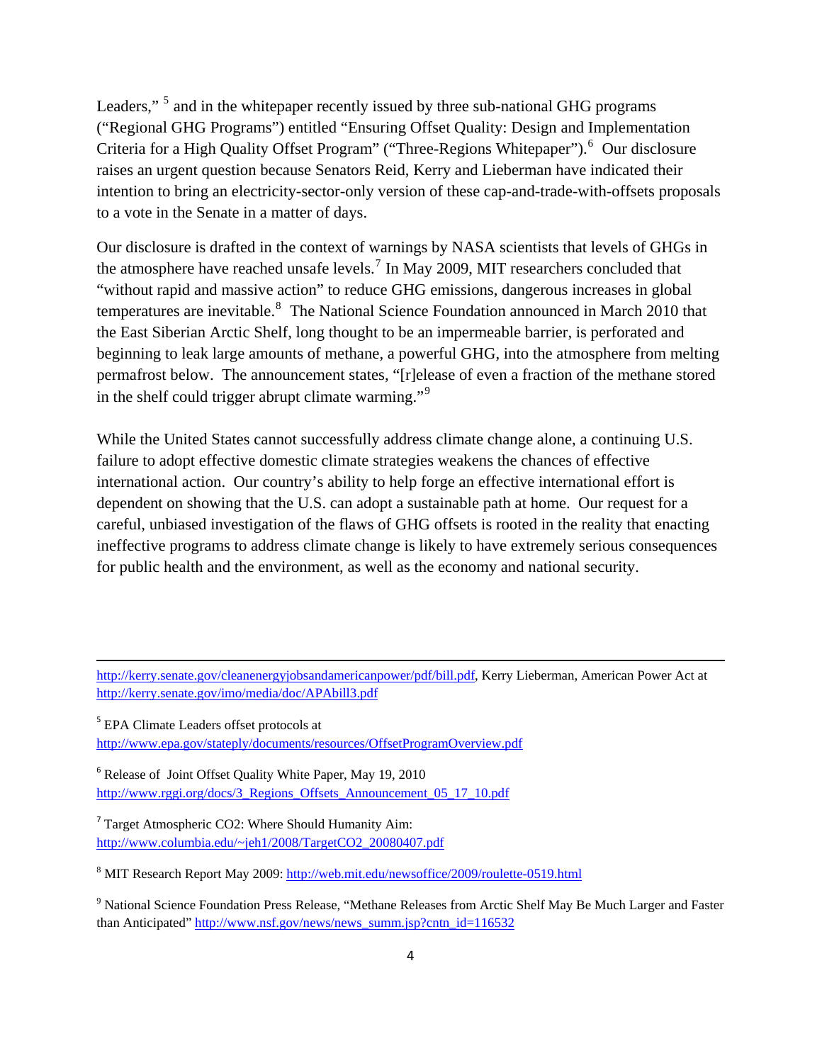Leaders,"[5] and in the whitepaper recently issued by three sub-national GHG programs ("Regional GHG Programs") entitled "Ensuring Offset Quality: Design and Implementation Criteria for a High Quality Offset Program" ("Three-Regions Whitepaper").[6] Our disclosure raises an urgent question because Senators Reid, Kerry and Lieberman have indicated their intention to bring an electricity-sector-only version of these cap-and-trade-with-offsets proposals to a vote in the Senate in a matter of days.

Our disclosure is drafted in the context of warnings by NASA scientists that levels of GHGs in the atmosphere have reached unsafe levels.[7] In May 2009, MIT researchers concluded that "without rapid and massive action" to reduce GHG emissions, dangerous increases in global temperatures are inevitable.[8] The National Science Foundation announced in March 2010 that the East Siberian Arctic Shelf, long thought to be an impermeable barrier, is perforated and beginning to leak large amounts of methane, a powerful GHG, into the atmosphere from melting permafrost below. The announcement states, "[r]elease of even a fraction of the methane stored in the shelf could trigger abrupt climate warming."[9]

While the United States cannot successfully address climate change alone, a continuing U.S. failure to adopt effective domestic climate strategies weakens the chances of effective international action. Our country's ability to help forge an effective international effort is dependent on showing that the U.S. can adopt a sustainable path at home. Our request for a careful, unbiased investigation of the flaws of GHG offsets is rooted in the reality that enacting ineffective programs to address climate change is likely to have extremely serious consequences for public health and the environment, as well as the economy and national security.

---

http://kerry.senate.gov/cleanenergyjobsandamericanpower/pdf/bill.pdf, Kerry Lieberman, American Power Act at http://kerry.senate.gov/imo/media/doc/APAbill3.pdf

[5] EPA Climate Leaders offset protocols at http://www.epa.gov/stateply/documents/resources/OffsetProgramOverview.pdf

[6] Release of Joint Offset Quality White Paper, May 19, 2010 http://www.rggi.org/docs/3_Regions_Offsets_Announcement_05_17_10.pdf

[7] Target Atmospheric CO2: Where Should Humanity Aim: http://www.columbia.edu/~jeh1/2008/TargetCO2_20080407.pdf

[8] MIT Research Report May 2009: http://web.mit.edu/newsoffice/2009/roulette-0519.html

[9] National Science Foundation Press Release, "Methane Releases from Arctic Shelf May Be Much Larger and Faster than Anticipated" http://www.nsf.gov/news/news_summ.jsp?cntn_id=116532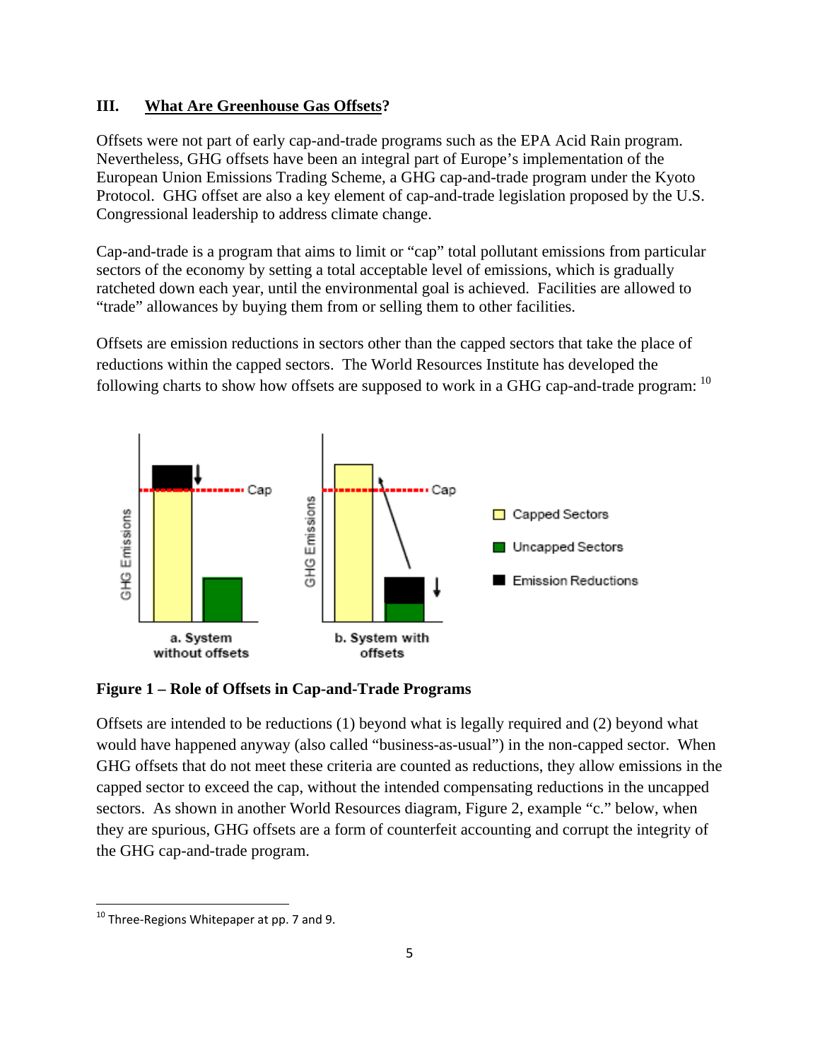## III. What Are Greenhouse Gas Offsets?

Offsets were not part of early cap-and-trade programs such as the EPA Acid Rain program. Nevertheless, GHG offsets have been an integral part of Europe's implementation of the European Union Emissions Trading Scheme, a GHG cap-and-trade program under the Kyoto Protocol. GHG offset are also a key element of cap-and-trade legislation proposed by the U.S. Congressional leadership to address climate change.

Cap-and-trade is a program that aims to limit or "cap" total pollutant emissions from particular sectors of the economy by setting a total acceptable level of emissions, which is gradually ratcheted down each year, until the environmental goal is achieved. Facilities are allowed to "trade" allowances by buying them from or selling them to other facilities.

Offsets are emission reductions in sectors other than the capped sectors that take the place of reductions within the capped sectors. The World Resources Institute has developed the following charts to show how offsets are supposed to work in a GHG cap-and-trade program: [10]

**Figure 1 – Role of Offsets in Cap-and-Trade Programs**

Offsets are intended to be reductions (1) beyond what is legally required and (2) beyond what would have happened anyway (also called "business-as-usual") in the non-capped sector. When GHG offsets that do not meet these criteria are counted as reductions, they allow emissions in the capped sector to exceed the cap, without the intended compensating reductions in the uncapped sectors. As shown in another World Resources diagram, Figure 2, example "c." below, when they are spurious, GHG offsets are a form of counterfeit accounting and corrupt the integrity of the GHG cap-and-trade program.

[10] Three-Regions Whitepaper at pp. 7 and 9.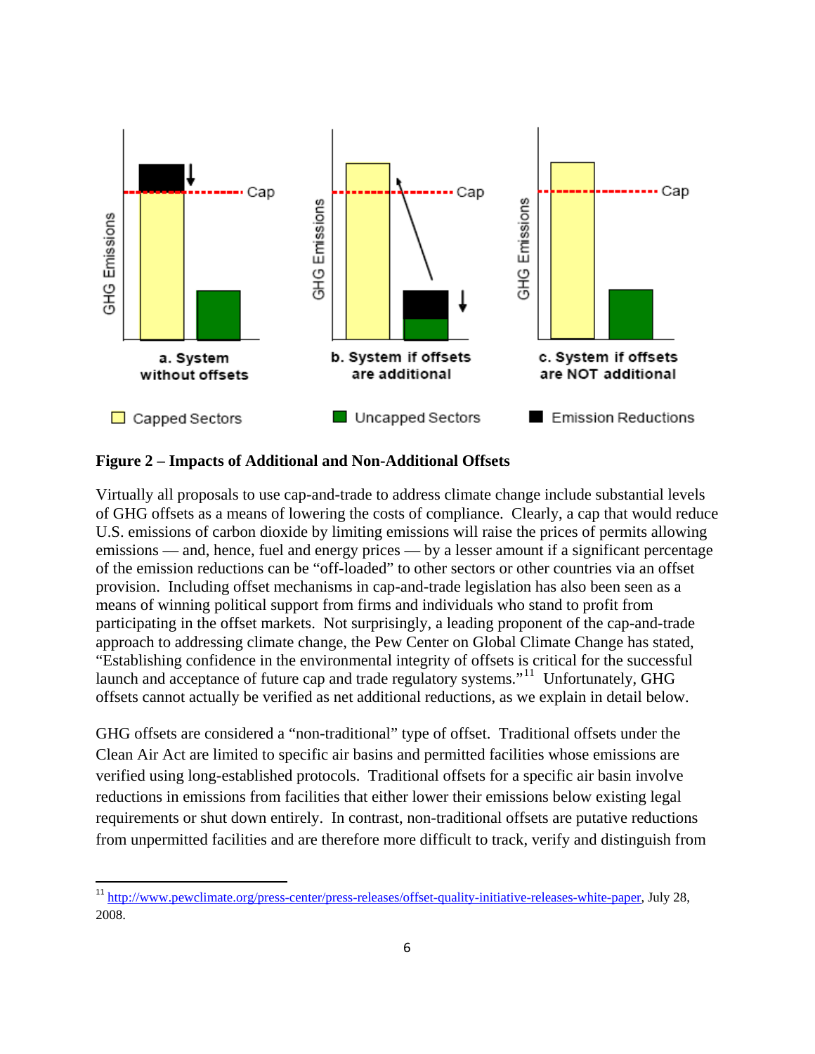**Figure 2 – Impacts of Additional and Non-Additional Offsets**

Virtually all proposals to use cap-and-trade to address climate change include substantial levels of GHG offsets as a means of lowering the costs of compliance. Clearly, a cap that would reduce U.S. emissions of carbon dioxide by limiting emissions will raise the prices of permits allowing emissions — and, hence, fuel and energy prices — by a lesser amount if a significant percentage of the emission reductions can be "off-loaded" to other sectors or other countries via an offset provision. Including offset mechanisms in cap-and-trade legislation has also been seen as a means of winning political support from firms and individuals who stand to profit from participating in the offset markets. Not surprisingly, a leading proponent of the cap-and-trade approach to addressing climate change, the Pew Center on Global Climate Change has stated, "Establishing confidence in the environmental integrity of offsets is critical for the successful launch and acceptance of future cap and trade regulatory systems."[11] Unfortunately, GHG offsets cannot actually be verified as net additional reductions, as we explain in detail below.

GHG offsets are considered a "non-traditional" type of offset. Traditional offsets under the Clean Air Act are limited to specific air basins and permitted facilities whose emissions are verified using long-established protocols. Traditional offsets for a specific air basin involve reductions in emissions from facilities that either lower their emissions below existing legal requirements or shut down entirely. In contrast, non-traditional offsets are putative reductions from unpermitted facilities and are therefore more difficult to track, verify and distinguish from

[11] http://www.pewclimate.org/press-center/press-releases/offset-quality-initiative-releases-white-paper, July 28, 2008.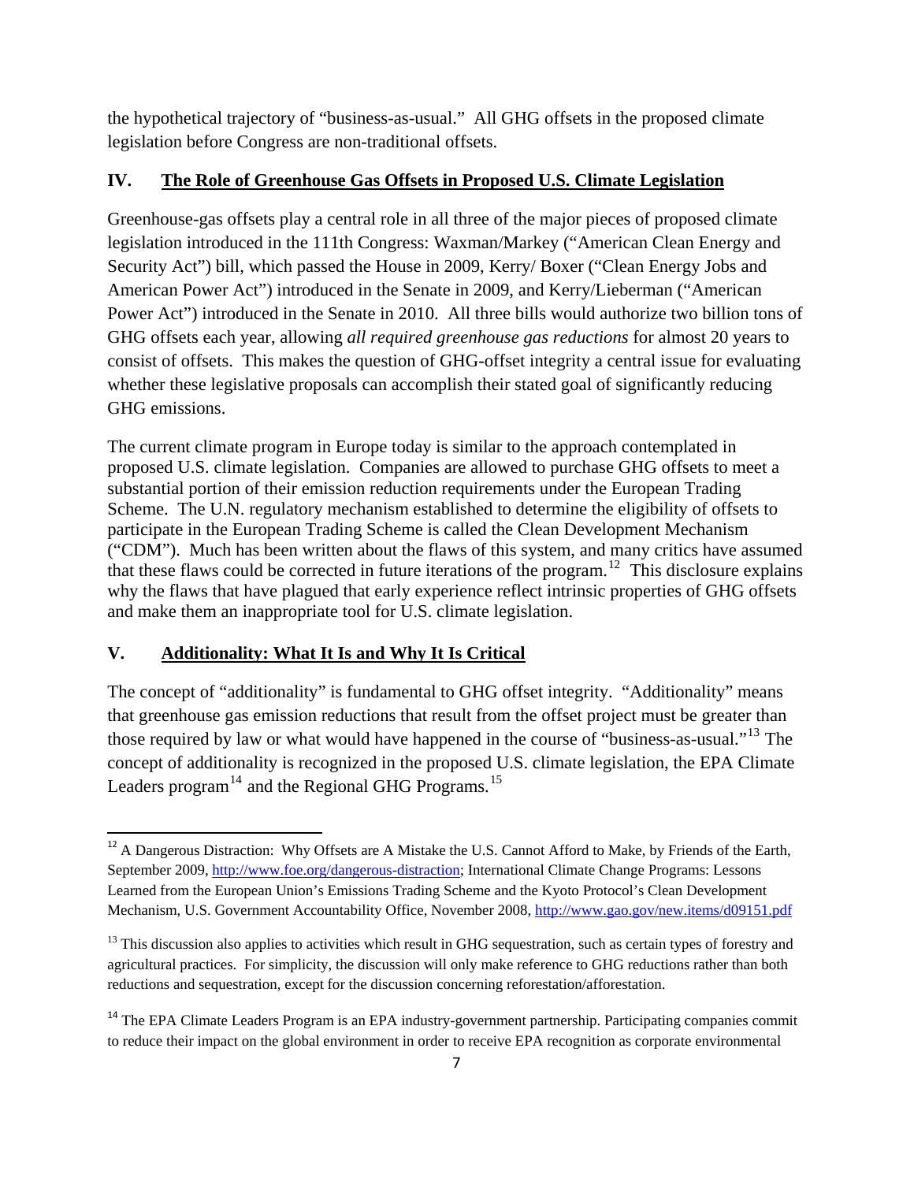the hypothetical trajectory of "business-as-usual." All GHG offsets in the proposed climate legislation before Congress are non-traditional offsets.

## IV. The Role of Greenhouse Gas Offsets in Proposed U.S. Climate Legislation

Greenhouse-gas offsets play a central role in all three of the major pieces of proposed climate legislation introduced in the 111th Congress: Waxman/Markey ("American Clean Energy and Security Act") bill, which passed the House in 2009, Kerry/ Boxer ("Clean Energy Jobs and American Power Act") introduced in the Senate in 2009, and Kerry/Lieberman ("American Power Act") introduced in the Senate in 2010. All three bills would authorize two billion tons of GHG offsets each year, allowing *all required greenhouse gas reductions* for almost 20 years to consist of offsets. This makes the question of GHG-offset integrity a central issue for evaluating whether these legislative proposals can accomplish their stated goal of significantly reducing GHG emissions.

The current climate program in Europe today is similar to the approach contemplated in proposed U.S. climate legislation. Companies are allowed to purchase GHG offsets to meet a substantial portion of their emission reduction requirements under the European Trading Scheme. The U.N. regulatory mechanism established to determine the eligibility of offsets to participate in the European Trading Scheme is called the Clean Development Mechanism ("CDM"). Much has been written about the flaws of this system, and many critics have assumed that these flaws could be corrected in future iterations of the program.[12] This disclosure explains why the flaws that have plagued that early experience reflect intrinsic properties of GHG offsets and make them an inappropriate tool for U.S. climate legislation.

## V. Additionality: What It Is and Why It Is Critical

The concept of "additionality" is fundamental to GHG offset integrity. "Additionality" means that greenhouse gas emission reductions that result from the offset project must be greater than those required by law or what would have happened in the course of "business-as-usual."[13] The concept of additionality is recognized in the proposed U.S. climate legislation, the EPA Climate Leaders program[14] and the Regional GHG Programs.[15]

---

[12] A Dangerous Distraction: Why Offsets are A Mistake the U.S. Cannot Afford to Make, by Friends of the Earth, September 2009, http://www.foe.org/dangerous-distraction; International Climate Change Programs: Lessons Learned from the European Union's Emissions Trading Scheme and the Kyoto Protocol's Clean Development Mechanism, U.S. Government Accountability Office, November 2008, http://www.gao.gov/new.items/d09151.pdf

[13] This discussion also applies to activities which result in GHG sequestration, such as certain types of forestry and agricultural practices. For simplicity, the discussion will only make reference to GHG reductions rather than both reductions and sequestration, except for the discussion concerning reforestation/afforestation.

[14] The EPA Climate Leaders Program is an EPA industry-government partnership. Participating companies commit to reduce their impact on the global environment in order to receive EPA recognition as corporate environmental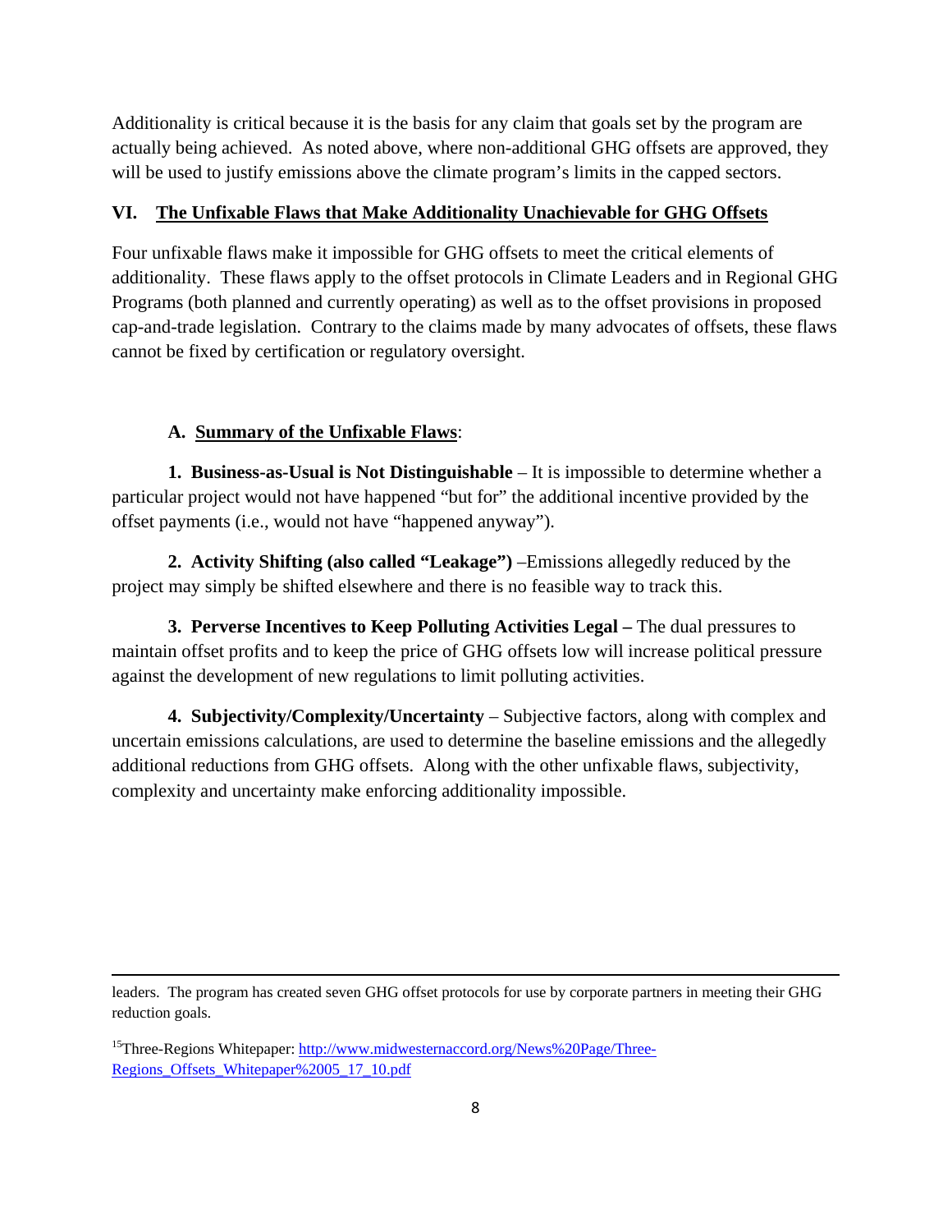Additionality is critical because it is the basis for any claim that goals set by the program are actually being achieved. As noted above, where non-additional GHG offsets are approved, they will be used to justify emissions above the climate program's limits in the capped sectors.

## VI. The Unfixable Flaws that Make Additionality Unachievable for GHG Offsets

Four unfixable flaws make it impossible for GHG offsets to meet the critical elements of additionality. These flaws apply to the offset protocols in Climate Leaders and in Regional GHG Programs (both planned and currently operating) as well as to the offset provisions in proposed cap-and-trade legislation. Contrary to the claims made by many advocates of offsets, these flaws cannot be fixed by certification or regulatory oversight.

### A. Summary of the Unfixable Flaws:

**1. Business-as-Usual is Not Distinguishable** – It is impossible to determine whether a particular project would not have happened "but for" the additional incentive provided by the offset payments (i.e., would not have "happened anyway").

**2. Activity Shifting (also called "Leakage")** –Emissions allegedly reduced by the project may simply be shifted elsewhere and there is no feasible way to track this.

**3. Perverse Incentives to Keep Polluting Activities Legal –** The dual pressures to maintain offset profits and to keep the price of GHG offsets low will increase political pressure against the development of new regulations to limit polluting activities.

**4. Subjectivity/Complexity/Uncertainty** – Subjective factors, along with complex and uncertain emissions calculations, are used to determine the baseline emissions and the allegedly additional reductions from GHG offsets. Along with the other unfixable flaws, subjectivity, complexity and uncertainty make enforcing additionality impossible.

---

leaders. The program has created seven GHG offset protocols for use by corporate partners in meeting their GHG reduction goals.

[15]Three-Regions Whitepaper: http://www.midwesternaccord.org/News%20Page/Three-Regions_Offsets_Whitepaper%2005_17_10.pdf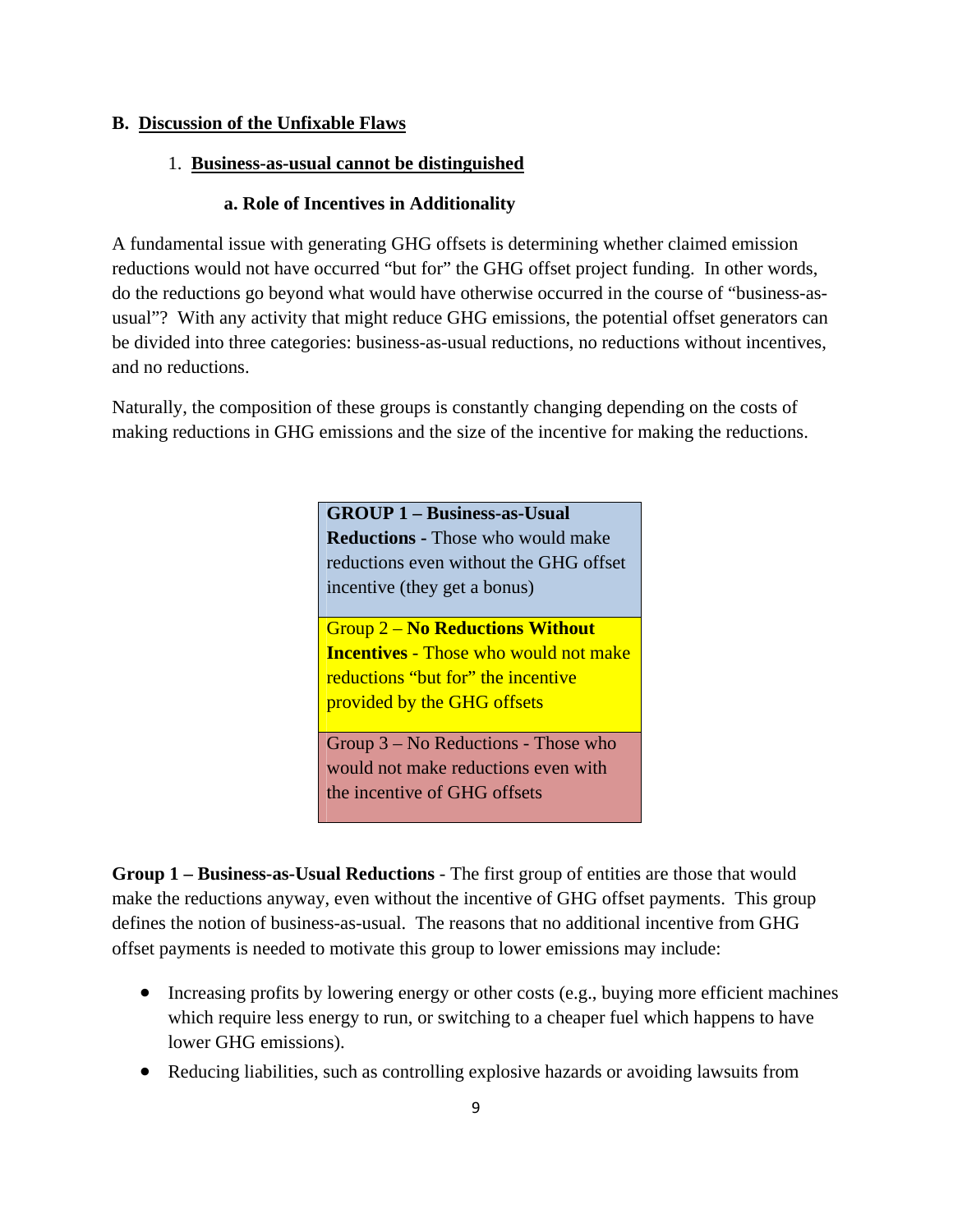## B. Discussion of the Unfixable Flaws

### 1. Business-as-usual cannot be distinguished

#### a. Role of Incentives in Additionality

A fundamental issue with generating GHG offsets is determining whether claimed emission reductions would not have occurred "but for" the GHG offset project funding. In other words, do the reductions go beyond what would have otherwise occurred in the course of "business-as-usual"? With any activity that might reduce GHG emissions, the potential offset generators can be divided into three categories: business-as-usual reductions, no reductions without incentives, and no reductions.

Naturally, the composition of these groups is constantly changing depending on the costs of making reductions in GHG emissions and the size of the incentive for making the reductions.

| |
|---|
| **GROUP 1 – Business-as-Usual Reductions -** Those who would make reductions even without the GHG offset incentive (they get a bonus) |
| Group 2 – **No Reductions Without Incentives** - Those who would not make reductions "but for" the incentive provided by the GHG offsets |
| Group 3 – No Reductions - Those who would not make reductions even with the incentive of GHG offsets |

**Group 1 – Business-as-Usual Reductions** - The first group of entities are those that would make the reductions anyway, even without the incentive of GHG offset payments. This group defines the notion of business-as-usual. The reasons that no additional incentive from GHG offset payments is needed to motivate this group to lower emissions may include:

- Increasing profits by lowering energy or other costs (e.g., buying more efficient machines which require less energy to run, or switching to a cheaper fuel which happens to have lower GHG emissions).
- Reducing liabilities, such as controlling explosive hazards or avoiding lawsuits from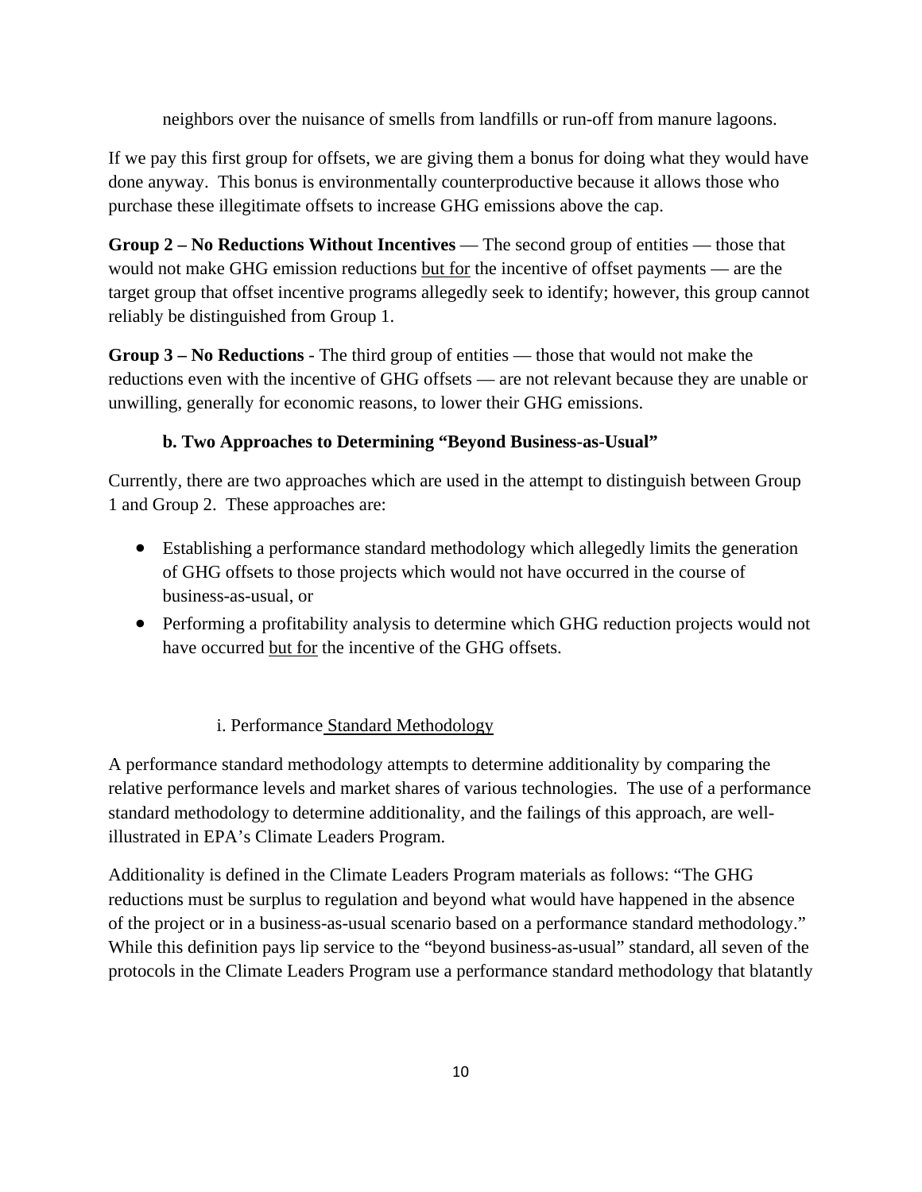neighbors over the nuisance of smells from landfills or run-off from manure lagoons.

If we pay this first group for offsets, we are giving them a bonus for doing what they would have done anyway. This bonus is environmentally counterproductive because it allows those who purchase these illegitimate offsets to increase GHG emissions above the cap.

**Group 2 – No Reductions Without Incentives** — The second group of entities — those that would not make GHG emission reductions but for the incentive of offset payments — are the target group that offset incentive programs allegedly seek to identify; however, this group cannot reliably be distinguished from Group 1.

**Group 3 – No Reductions** - The third group of entities — those that would not make the reductions even with the incentive of GHG offsets — are not relevant because they are unable or unwilling, generally for economic reasons, to lower their GHG emissions.

### b. Two Approaches to Determining "Beyond Business-as-Usual"

Currently, there are two approaches which are used in the attempt to distinguish between Group 1 and Group 2. These approaches are:

- Establishing a performance standard methodology which allegedly limits the generation of GHG offsets to those projects which would not have occurred in the course of business-as-usual, or
- Performing a profitability analysis to determine which GHG reduction projects would not have occurred but for the incentive of the GHG offsets.

#### i. Performance Standard Methodology

A performance standard methodology attempts to determine additionality by comparing the relative performance levels and market shares of various technologies. The use of a performance standard methodology to determine additionality, and the failings of this approach, are well-illustrated in EPA's Climate Leaders Program.

Additionality is defined in the Climate Leaders Program materials as follows: "The GHG reductions must be surplus to regulation and beyond what would have happened in the absence of the project or in a business-as-usual scenario based on a performance standard methodology." While this definition pays lip service to the "beyond business-as-usual" standard, all seven of the protocols in the Climate Leaders Program use a performance standard methodology that blatantly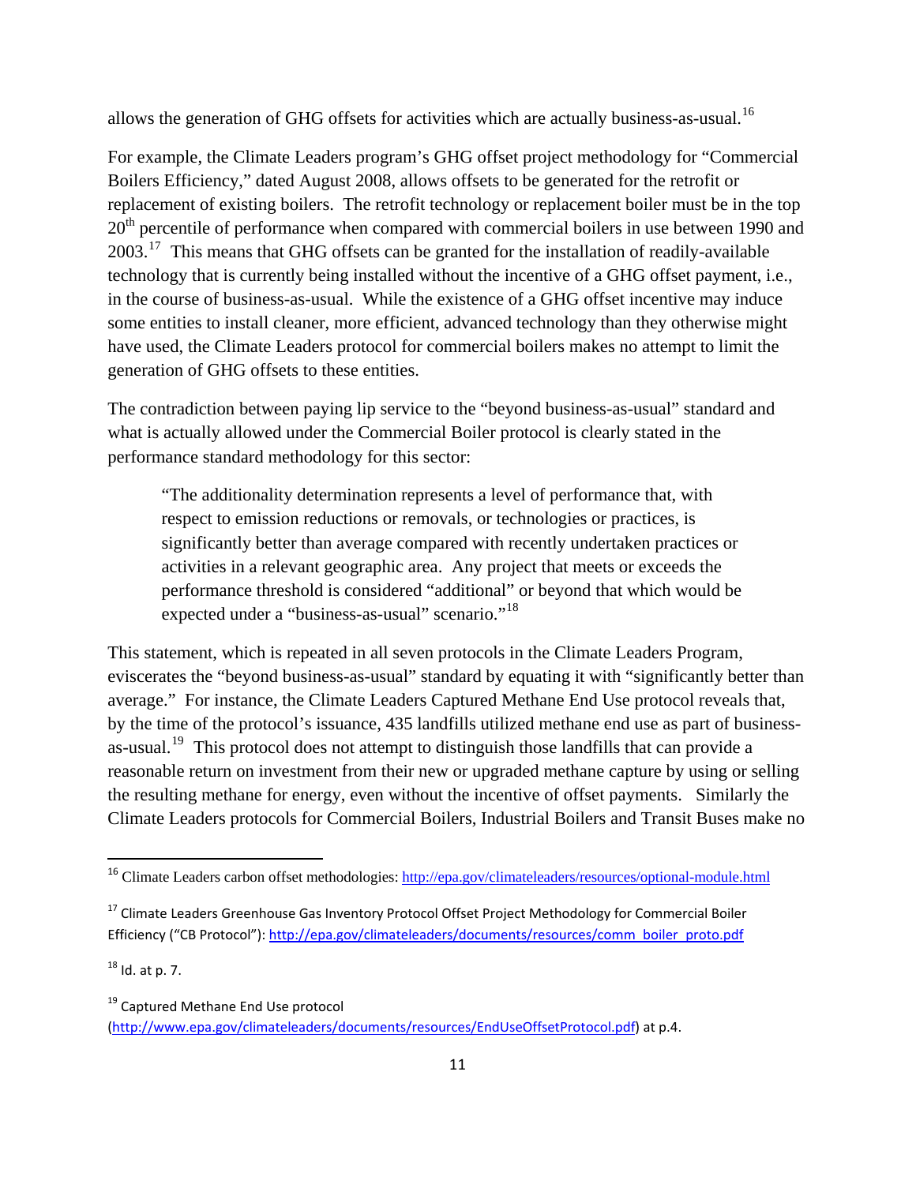allows the generation of GHG offsets for activities which are actually business-as-usual.[16]

For example, the Climate Leaders program's GHG offset project methodology for "Commercial Boilers Efficiency," dated August 2008, allows offsets to be generated for the retrofit or replacement of existing boilers. The retrofit technology or replacement boiler must be in the top 20th percentile of performance when compared with commercial boilers in use between 1990 and 2003.[17] This means that GHG offsets can be granted for the installation of readily-available technology that is currently being installed without the incentive of a GHG offset payment, i.e., in the course of business-as-usual. While the existence of a GHG offset incentive may induce some entities to install cleaner, more efficient, advanced technology than they otherwise might have used, the Climate Leaders protocol for commercial boilers makes no attempt to limit the generation of GHG offsets to these entities.

The contradiction between paying lip service to the "beyond business-as-usual" standard and what is actually allowed under the Commercial Boiler protocol is clearly stated in the performance standard methodology for this sector:

> "The additionality determination represents a level of performance that, with respect to emission reductions or removals, or technologies or practices, is significantly better than average compared with recently undertaken practices or activities in a relevant geographic area. Any project that meets or exceeds the performance threshold is considered "additional" or beyond that which would be expected under a "business-as-usual" scenario."[18]

This statement, which is repeated in all seven protocols in the Climate Leaders Program, eviscerates the "beyond business-as-usual" standard by equating it with "significantly better than average." For instance, the Climate Leaders Captured Methane End Use protocol reveals that, by the time of the protocol's issuance, 435 landfills utilized methane end use as part of business-as-usual.[19] This protocol does not attempt to distinguish those landfills that can provide a reasonable return on investment from their new or upgraded methane capture by using or selling the resulting methane for energy, even without the incentive of offset payments. Similarly the Climate Leaders protocols for Commercial Boilers, Industrial Boilers and Transit Buses make no

---

[16] Climate Leaders carbon offset methodologies: http://epa.gov/climateleaders/resources/optional-module.html

[17] Climate Leaders Greenhouse Gas Inventory Protocol Offset Project Methodology for Commercial Boiler Efficiency ("CB Protocol"): http://epa.gov/climateleaders/documents/resources/comm_boiler_proto.pdf

[18] Id. at p. 7.

[19] Captured Methane End Use protocol (http://www.epa.gov/climateleaders/documents/resources/EndUseOffsetProtocol.pdf) at p.4.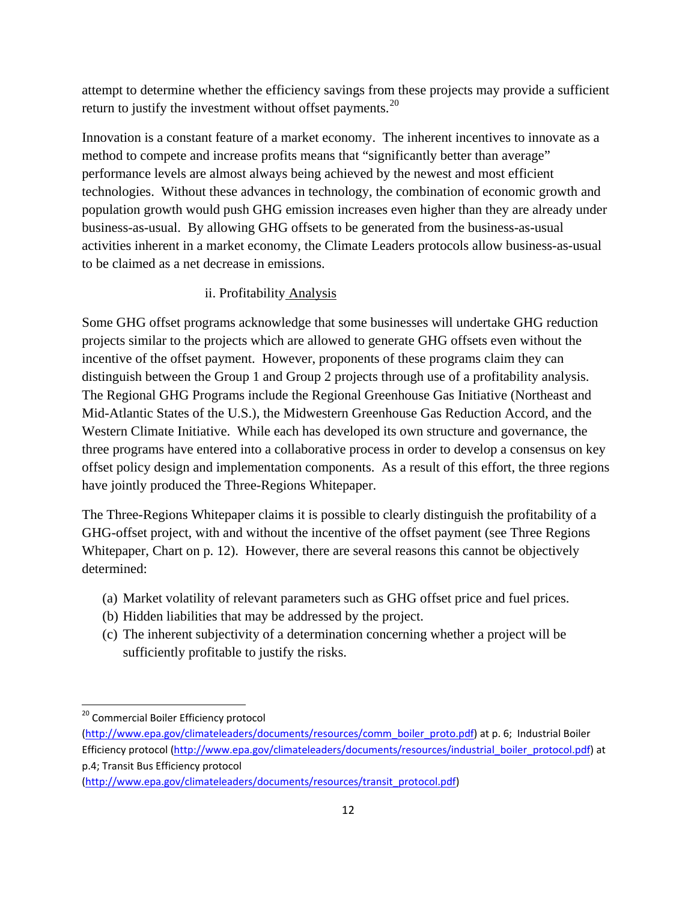attempt to determine whether the efficiency savings from these projects may provide a sufficient return to justify the investment without offset payments.[20]

Innovation is a constant feature of a market economy. The inherent incentives to innovate as a method to compete and increase profits means that "significantly better than average" performance levels are almost always being achieved by the newest and most efficient technologies. Without these advances in technology, the combination of economic growth and population growth would push GHG emission increases even higher than they are already under business-as-usual. By allowing GHG offsets to be generated from the business-as-usual activities inherent in a market economy, the Climate Leaders protocols allow business-as-usual to be claimed as a net decrease in emissions.

### ii. Profitability Analysis

Some GHG offset programs acknowledge that some businesses will undertake GHG reduction projects similar to the projects which are allowed to generate GHG offsets even without the incentive of the offset payment. However, proponents of these programs claim they can distinguish between the Group 1 and Group 2 projects through use of a profitability analysis. The Regional GHG Programs include the Regional Greenhouse Gas Initiative (Northeast and Mid-Atlantic States of the U.S.), the Midwestern Greenhouse Gas Reduction Accord, and the Western Climate Initiative. While each has developed its own structure and governance, the three programs have entered into a collaborative process in order to develop a consensus on key offset policy design and implementation components. As a result of this effort, the three regions have jointly produced the Three-Regions Whitepaper.

The Three-Regions Whitepaper claims it is possible to clearly distinguish the profitability of a GHG-offset project, with and without the incentive of the offset payment (see Three Regions Whitepaper, Chart on p. 12). However, there are several reasons this cannot be objectively determined:

(a) Market volatility of relevant parameters such as GHG offset price and fuel prices.
(b) Hidden liabilities that may be addressed by the project.
(c) The inherent subjectivity of a determination concerning whether a project will be sufficiently profitable to justify the risks.

---

[20] Commercial Boiler Efficiency protocol (http://www.epa.gov/climateleaders/documents/resources/comm_boiler_proto.pdf) at p. 6; Industrial Boiler Efficiency protocol (http://www.epa.gov/climateleaders/documents/resources/industrial_boiler_protocol.pdf) at p.4; Transit Bus Efficiency protocol (http://www.epa.gov/climateleaders/documents/resources/transit_protocol.pdf)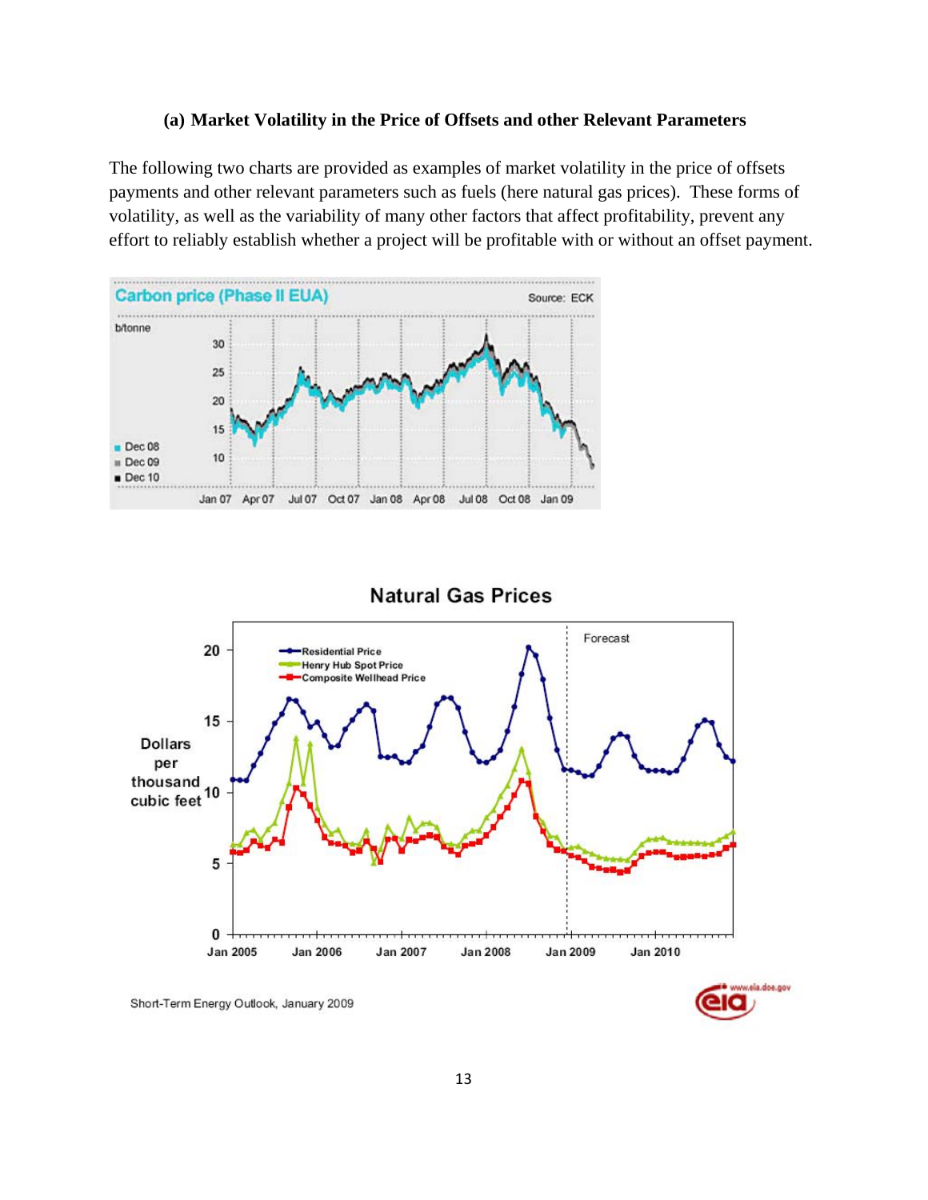### (a) Market Volatility in the Price of Offsets and other Relevant Parameters

The following two charts are provided as examples of market volatility in the price of offsets payments and other relevant parameters such as fuels (here natural gas prices). These forms of volatility, as well as the variability of many other factors that affect profitability, prevent any effort to reliably establish whether a project will be profitable with or without an offset payment.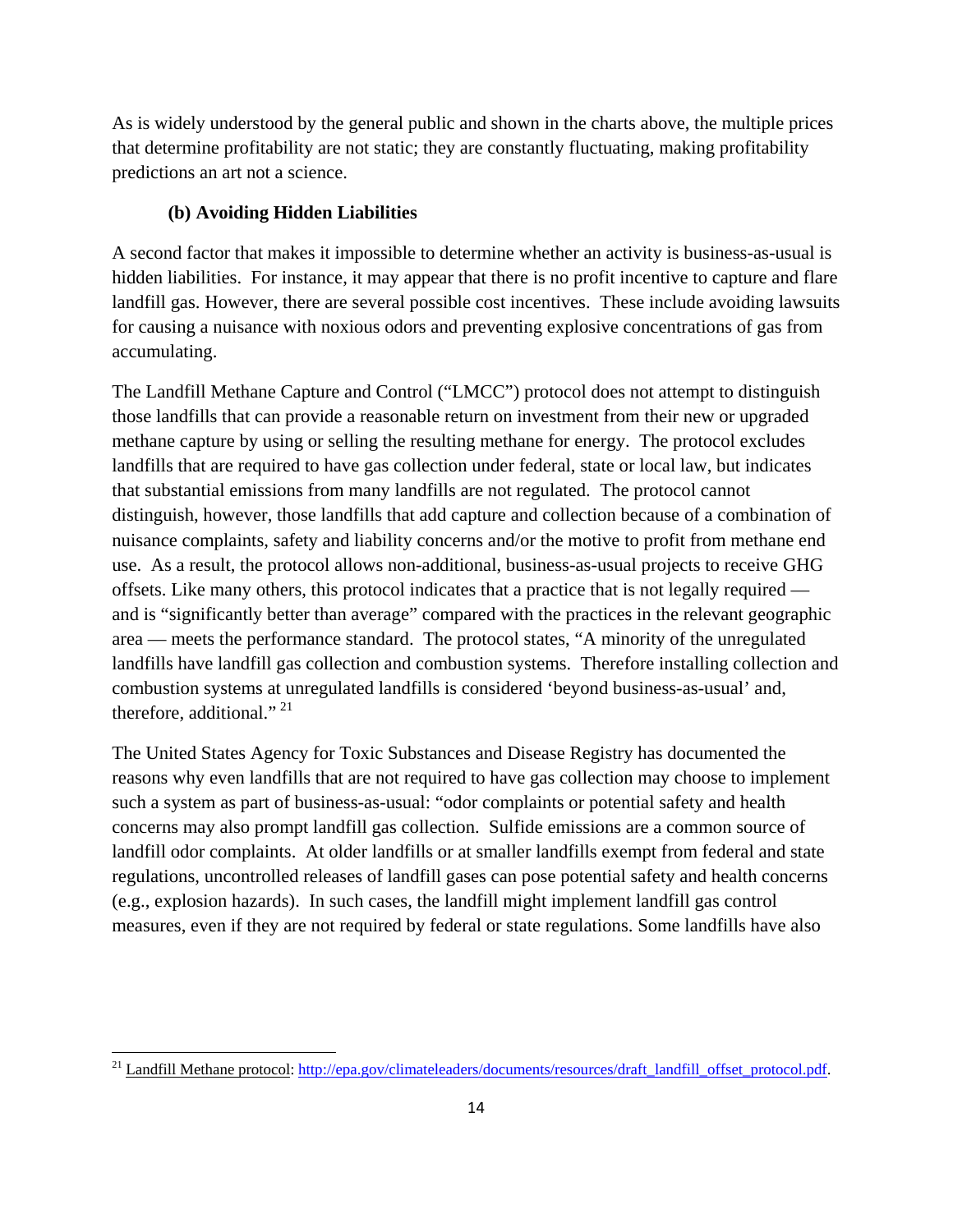As is widely understood by the general public and shown in the charts above, the multiple prices that determine profitability are not static; they are constantly fluctuating, making profitability predictions an art not a science.

**(b) Avoiding Hidden Liabilities**

A second factor that makes it impossible to determine whether an activity is business-as-usual is hidden liabilities. For instance, it may appear that there is no profit incentive to capture and flare landfill gas. However, there are several possible cost incentives. These include avoiding lawsuits for causing a nuisance with noxious odors and preventing explosive concentrations of gas from accumulating.

The Landfill Methane Capture and Control ("LMCC") protocol does not attempt to distinguish those landfills that can provide a reasonable return on investment from their new or upgraded methane capture by using or selling the resulting methane for energy. The protocol excludes landfills that are required to have gas collection under federal, state or local law, but indicates that substantial emissions from many landfills are not regulated. The protocol cannot distinguish, however, those landfills that add capture and collection because of a combination of nuisance complaints, safety and liability concerns and/or the motive to profit from methane end use. As a result, the protocol allows non-additional, business-as-usual projects to receive GHG offsets. Like many others, this protocol indicates that a practice that is not legally required — and is "significantly better than average" compared with the practices in the relevant geographic area — meets the performance standard. The protocol states, "A minority of the unregulated landfills have landfill gas collection and combustion systems. Therefore installing collection and combustion systems at unregulated landfills is considered 'beyond business-as-usual' and, therefore, additional." [21]

The United States Agency for Toxic Substances and Disease Registry has documented the reasons why even landfills that are not required to have gas collection may choose to implement such a system as part of business-as-usual: "odor complaints or potential safety and health concerns may also prompt landfill gas collection. Sulfide emissions are a common source of landfill odor complaints. At older landfills or at smaller landfills exempt from federal and state regulations, uncontrolled releases of landfill gases can pose potential safety and health concerns (e.g., explosion hazards). In such cases, the landfill might implement landfill gas control measures, even if they are not required by federal or state regulations. Some landfills have also

---

[21] Landfill Methane protocol: http://epa.gov/climateleaders/documents/resources/draft_landfill_offset_protocol.pdf.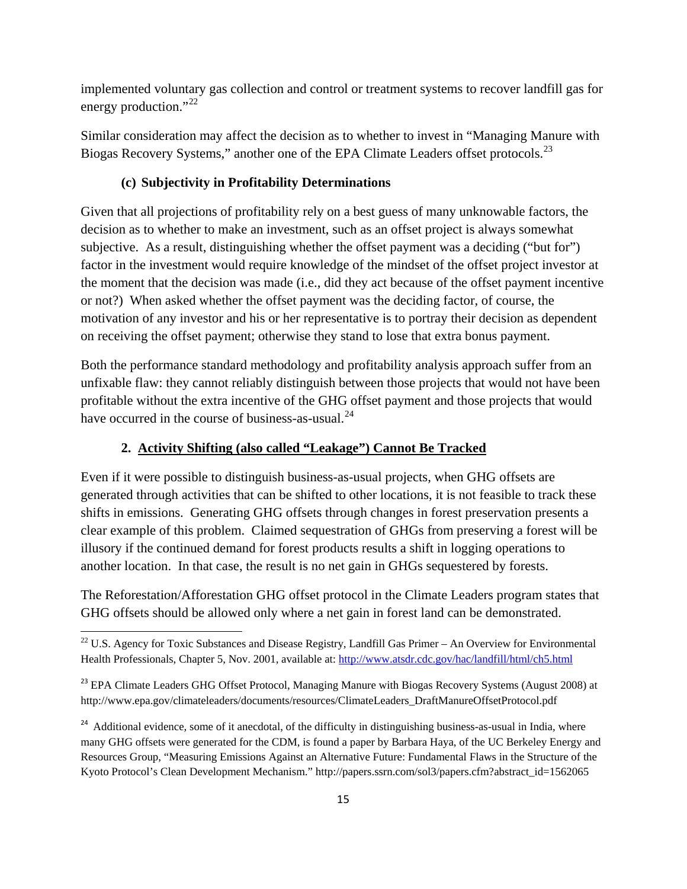implemented voluntary gas collection and control or treatment systems to recover landfill gas for energy production."[22]

Similar consideration may affect the decision as to whether to invest in "Managing Manure with Biogas Recovery Systems," another one of the EPA Climate Leaders offset protocols.[23]

#### (c) Subjectivity in Profitability Determinations

Given that all projections of profitability rely on a best guess of many unknowable factors, the decision as to whether to make an investment, such as an offset project is always somewhat subjective. As a result, distinguishing whether the offset payment was a deciding ("but for") factor in the investment would require knowledge of the mindset of the offset project investor at the moment that the decision was made (i.e., did they act because of the offset payment incentive or not?) When asked whether the offset payment was the deciding factor, of course, the motivation of any investor and his or her representative is to portray their decision as dependent on receiving the offset payment; otherwise they stand to lose that extra bonus payment.

Both the performance standard methodology and profitability analysis approach suffer from an unfixable flaw: they cannot reliably distinguish between those projects that would not have been profitable without the extra incentive of the GHG offset payment and those projects that would have occurred in the course of business-as-usual.[24]

### 2. <u>Activity Shifting (also called "Leakage") Cannot Be Tracked</u>

Even if it were possible to distinguish business-as-usual projects, when GHG offsets are generated through activities that can be shifted to other locations, it is not feasible to track these shifts in emissions. Generating GHG offsets through changes in forest preservation presents a clear example of this problem. Claimed sequestration of GHGs from preserving a forest will be illusory if the continued demand for forest products results a shift in logging operations to another location. In that case, the result is no net gain in GHGs sequestered by forests.

The Reforestation/Afforestation GHG offset protocol in the Climate Leaders program states that GHG offsets should be allowed only where a net gain in forest land can be demonstrated.

---

[22] U.S. Agency for Toxic Substances and Disease Registry, Landfill Gas Primer – An Overview for Environmental Health Professionals, Chapter 5, Nov. 2001, available at: http://www.atsdr.cdc.gov/hac/landfill/html/ch5.html

[23] EPA Climate Leaders GHG Offset Protocol, Managing Manure with Biogas Recovery Systems (August 2008) at http://www.epa.gov/climateleaders/documents/resources/ClimateLeaders_DraftManureOffsetProtocol.pdf

[24] Additional evidence, some of it anecdotal, of the difficulty in distinguishing business-as-usual in India, where many GHG offsets were generated for the CDM, is found a paper by Barbara Haya, of the UC Berkeley Energy and Resources Group, "Measuring Emissions Against an Alternative Future: Fundamental Flaws in the Structure of the Kyoto Protocol's Clean Development Mechanism." http://papers.ssrn.com/sol3/papers.cfm?abstract_id=1562065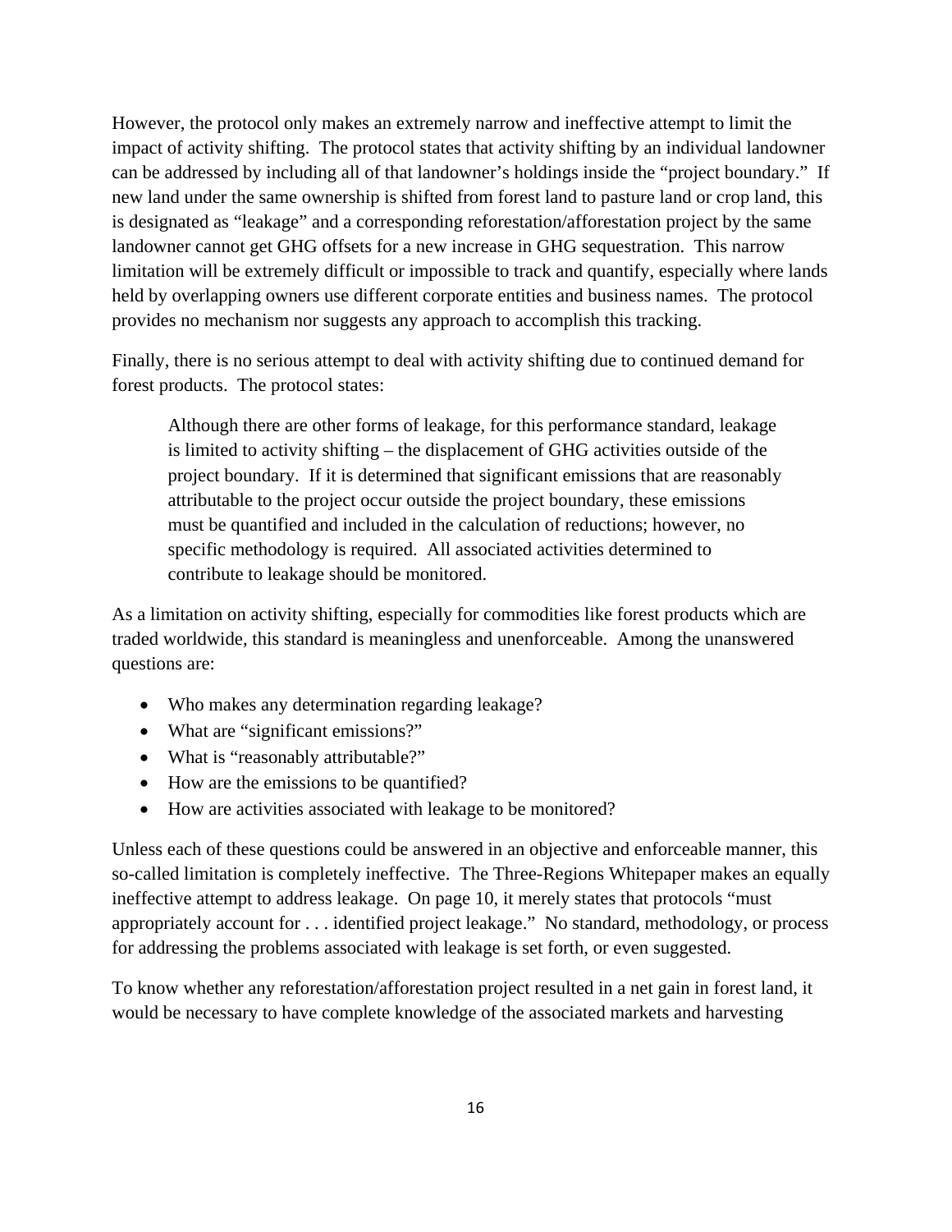However, the protocol only makes an extremely narrow and ineffective attempt to limit the impact of activity shifting. The protocol states that activity shifting by an individual landowner can be addressed by including all of that landowner's holdings inside the "project boundary." If new land under the same ownership is shifted from forest land to pasture land or crop land, this is designated as "leakage" and a corresponding reforestation/afforestation project by the same landowner cannot get GHG offsets for a new increase in GHG sequestration. This narrow limitation will be extremely difficult or impossible to track and quantify, especially where lands held by overlapping owners use different corporate entities and business names. The protocol provides no mechanism nor suggests any approach to accomplish this tracking.

Finally, there is no serious attempt to deal with activity shifting due to continued demand for forest products. The protocol states:

> Although there are other forms of leakage, for this performance standard, leakage is limited to activity shifting – the displacement of GHG activities outside of the project boundary. If it is determined that significant emissions that are reasonably attributable to the project occur outside the project boundary, these emissions must be quantified and included in the calculation of reductions; however, no specific methodology is required. All associated activities determined to contribute to leakage should be monitored.

As a limitation on activity shifting, especially for commodities like forest products which are traded worldwide, this standard is meaningless and unenforceable. Among the unanswered questions are:

- Who makes any determination regarding leakage?
- What are "significant emissions?"
- What is "reasonably attributable?"
- How are the emissions to be quantified?
- How are activities associated with leakage to be monitored?

Unless each of these questions could be answered in an objective and enforceable manner, this so-called limitation is completely ineffective. The Three-Regions Whitepaper makes an equally ineffective attempt to address leakage. On page 10, it merely states that protocols "must appropriately account for . . . identified project leakage." No standard, methodology, or process for addressing the problems associated with leakage is set forth, or even suggested.

To know whether any reforestation/afforestation project resulted in a net gain in forest land, it would be necessary to have complete knowledge of the associated markets and harvesting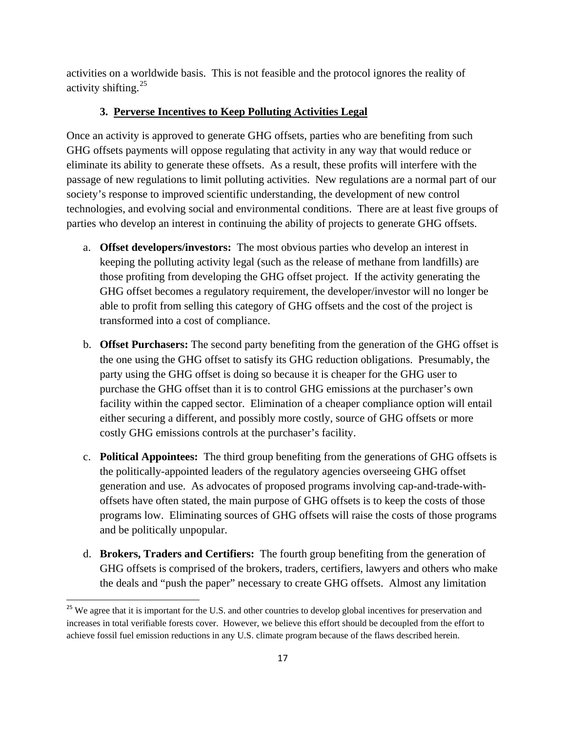activities on a worldwide basis. This is not feasible and the protocol ignores the reality of activity shifting.[25]

### 3. Perverse Incentives to Keep Polluting Activities Legal

Once an activity is approved to generate GHG offsets, parties who are benefiting from such GHG offsets payments will oppose regulating that activity in any way that would reduce or eliminate its ability to generate these offsets. As a result, these profits will interfere with the passage of new regulations to limit polluting activities. New regulations are a normal part of our society's response to improved scientific understanding, the development of new control technologies, and evolving social and environmental conditions. There are at least five groups of parties who develop an interest in continuing the ability of projects to generate GHG offsets.

a. **Offset developers/investors:** The most obvious parties who develop an interest in keeping the polluting activity legal (such as the release of methane from landfills) are those profiting from developing the GHG offset project. If the activity generating the GHG offset becomes a regulatory requirement, the developer/investor will no longer be able to profit from selling this category of GHG offsets and the cost of the project is transformed into a cost of compliance.

b. **Offset Purchasers:** The second party benefiting from the generation of the GHG offset is the one using the GHG offset to satisfy its GHG reduction obligations. Presumably, the party using the GHG offset is doing so because it is cheaper for the GHG user to purchase the GHG offset than it is to control GHG emissions at the purchaser's own facility within the capped sector. Elimination of a cheaper compliance option will entail either securing a different, and possibly more costly, source of GHG offsets or more costly GHG emissions controls at the purchaser's facility.

c. **Political Appointees:** The third group benefiting from the generations of GHG offsets is the politically-appointed leaders of the regulatory agencies overseeing GHG offset generation and use. As advocates of proposed programs involving cap-and-trade-with-offsets have often stated, the main purpose of GHG offsets is to keep the costs of those programs low. Eliminating sources of GHG offsets will raise the costs of those programs and be politically unpopular.

d. **Brokers, Traders and Certifiers:** The fourth group benefiting from the generation of GHG offsets is comprised of the brokers, traders, certifiers, lawyers and others who make the deals and "push the paper" necessary to create GHG offsets. Almost any limitation

---

[25] We agree that it is important for the U.S. and other countries to develop global incentives for preservation and increases in total verifiable forests cover. However, we believe this effort should be decoupled from the effort to achieve fossil fuel emission reductions in any U.S. climate program because of the flaws described herein.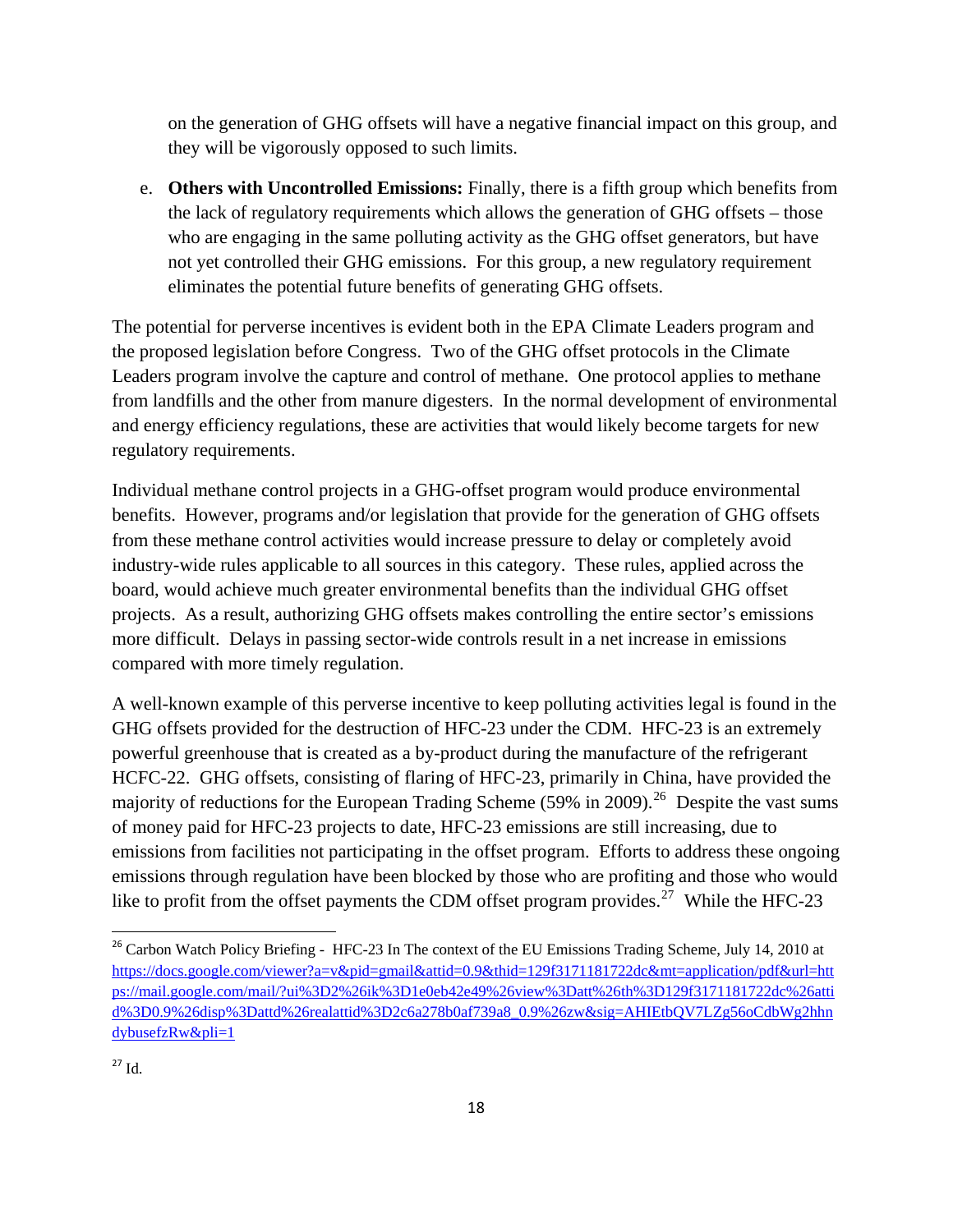on the generation of GHG offsets will have a negative financial impact on this group, and they will be vigorously opposed to such limits.

e. **Others with Uncontrolled Emissions:** Finally, there is a fifth group which benefits from the lack of regulatory requirements which allows the generation of GHG offsets – those who are engaging in the same polluting activity as the GHG offset generators, but have not yet controlled their GHG emissions. For this group, a new regulatory requirement eliminates the potential future benefits of generating GHG offsets.

The potential for perverse incentives is evident both in the EPA Climate Leaders program and the proposed legislation before Congress. Two of the GHG offset protocols in the Climate Leaders program involve the capture and control of methane. One protocol applies to methane from landfills and the other from manure digesters. In the normal development of environmental and energy efficiency regulations, these are activities that would likely become targets for new regulatory requirements.

Individual methane control projects in a GHG-offset program would produce environmental benefits. However, programs and/or legislation that provide for the generation of GHG offsets from these methane control activities would increase pressure to delay or completely avoid industry-wide rules applicable to all sources in this category. These rules, applied across the board, would achieve much greater environmental benefits than the individual GHG offset projects. As a result, authorizing GHG offsets makes controlling the entire sector's emissions more difficult. Delays in passing sector-wide controls result in a net increase in emissions compared with more timely regulation.

A well-known example of this perverse incentive to keep polluting activities legal is found in the GHG offsets provided for the destruction of HFC-23 under the CDM. HFC-23 is an extremely powerful greenhouse that is created as a by-product during the manufacture of the refrigerant HCFC-22. GHG offsets, consisting of flaring of HFC-23, primarily in China, have provided the majority of reductions for the European Trading Scheme (59% in 2009).[26] Despite the vast sums of money paid for HFC-23 projects to date, HFC-23 emissions are still increasing, due to emissions from facilities not participating in the offset program. Efforts to address these ongoing emissions through regulation have been blocked by those who are profiting and those who would like to profit from the offset payments the CDM offset program provides.[27] While the HFC-23

---

[26] Carbon Watch Policy Briefing - HFC-23 In The context of the EU Emissions Trading Scheme, July 14, 2010 at https://docs.google.com/viewer?a=v&pid=gmail&attid=0.9&thid=129f3171181722dc&mt=application/pdf&url=https://mail.google.com/mail/?ui%3D2%26ik%3D1e0eb42e49%26view%3Datt%26th%3D129f3171181722dc%26attid%3D0.9%26disp%3Dattd%26realattid%3D2c6a278b0af739a8_0.9%26zw&sig=AHIEtbQV7LZg56oCdbWg2hhndybusefzRw&pli=1

[27] Id.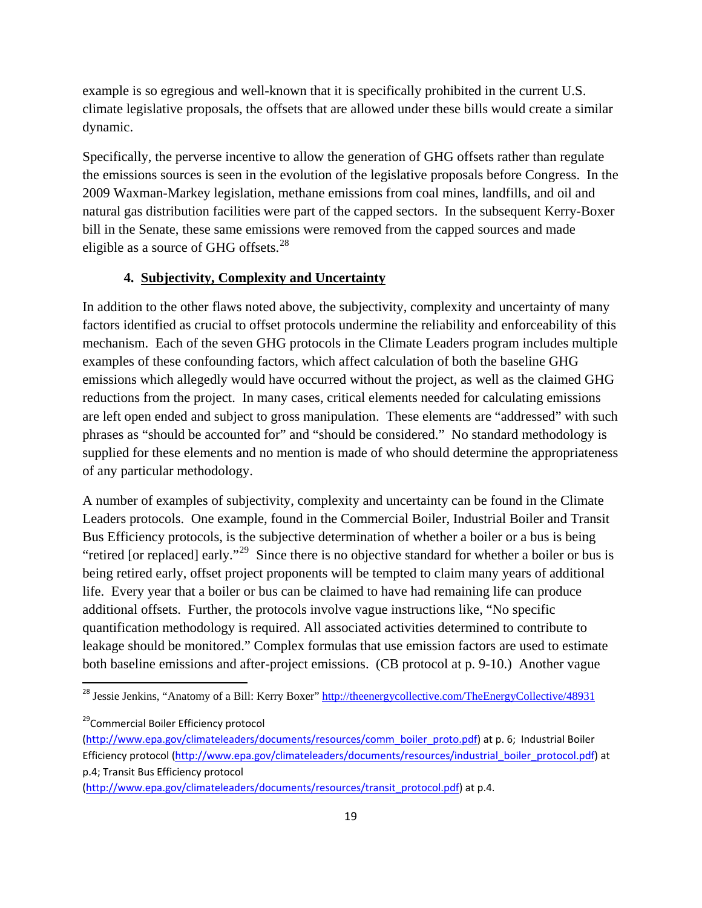example is so egregious and well-known that it is specifically prohibited in the current U.S. climate legislative proposals, the offsets that are allowed under these bills would create a similar dynamic.

Specifically, the perverse incentive to allow the generation of GHG offsets rather than regulate the emissions sources is seen in the evolution of the legislative proposals before Congress. In the 2009 Waxman-Markey legislation, methane emissions from coal mines, landfills, and oil and natural gas distribution facilities were part of the capped sectors. In the subsequent Kerry-Boxer bill in the Senate, these same emissions were removed from the capped sources and made eligible as a source of GHG offsets.[28]

#### 4. <u>Subjectivity, Complexity and Uncertainty</u>

In addition to the other flaws noted above, the subjectivity, complexity and uncertainty of many factors identified as crucial to offset protocols undermine the reliability and enforceability of this mechanism. Each of the seven GHG protocols in the Climate Leaders program includes multiple examples of these confounding factors, which affect calculation of both the baseline GHG emissions which allegedly would have occurred without the project, as well as the claimed GHG reductions from the project. In many cases, critical elements needed for calculating emissions are left open ended and subject to gross manipulation. These elements are "addressed" with such phrases as "should be accounted for" and "should be considered." No standard methodology is supplied for these elements and no mention is made of who should determine the appropriateness of any particular methodology.

A number of examples of subjectivity, complexity and uncertainty can be found in the Climate Leaders protocols. One example, found in the Commercial Boiler, Industrial Boiler and Transit Bus Efficiency protocols, is the subjective determination of whether a boiler or a bus is being "retired [or replaced] early."[29] Since there is no objective standard for whether a boiler or bus is being retired early, offset project proponents will be tempted to claim many years of additional life. Every year that a boiler or bus can be claimed to have had remaining life can produce additional offsets. Further, the protocols involve vague instructions like, "No specific quantification methodology is required. All associated activities determined to contribute to leakage should be monitored." Complex formulas that use emission factors are used to estimate both baseline emissions and after-project emissions. (CB protocol at p. 9-10.) Another vague

---

[28] Jessie Jenkins, "Anatomy of a Bill: Kerry Boxer" http://theenergycollective.com/TheEnergyCollective/48931

[29] Commercial Boiler Efficiency protocol (http://www.epa.gov/climateleaders/documents/resources/comm_boiler_proto.pdf) at p. 6; Industrial Boiler Efficiency protocol (http://www.epa.gov/climateleaders/documents/resources/industrial_boiler_protocol.pdf) at p.4; Transit Bus Efficiency protocol (http://www.epa.gov/climateleaders/documents/resources/transit_protocol.pdf) at p.4.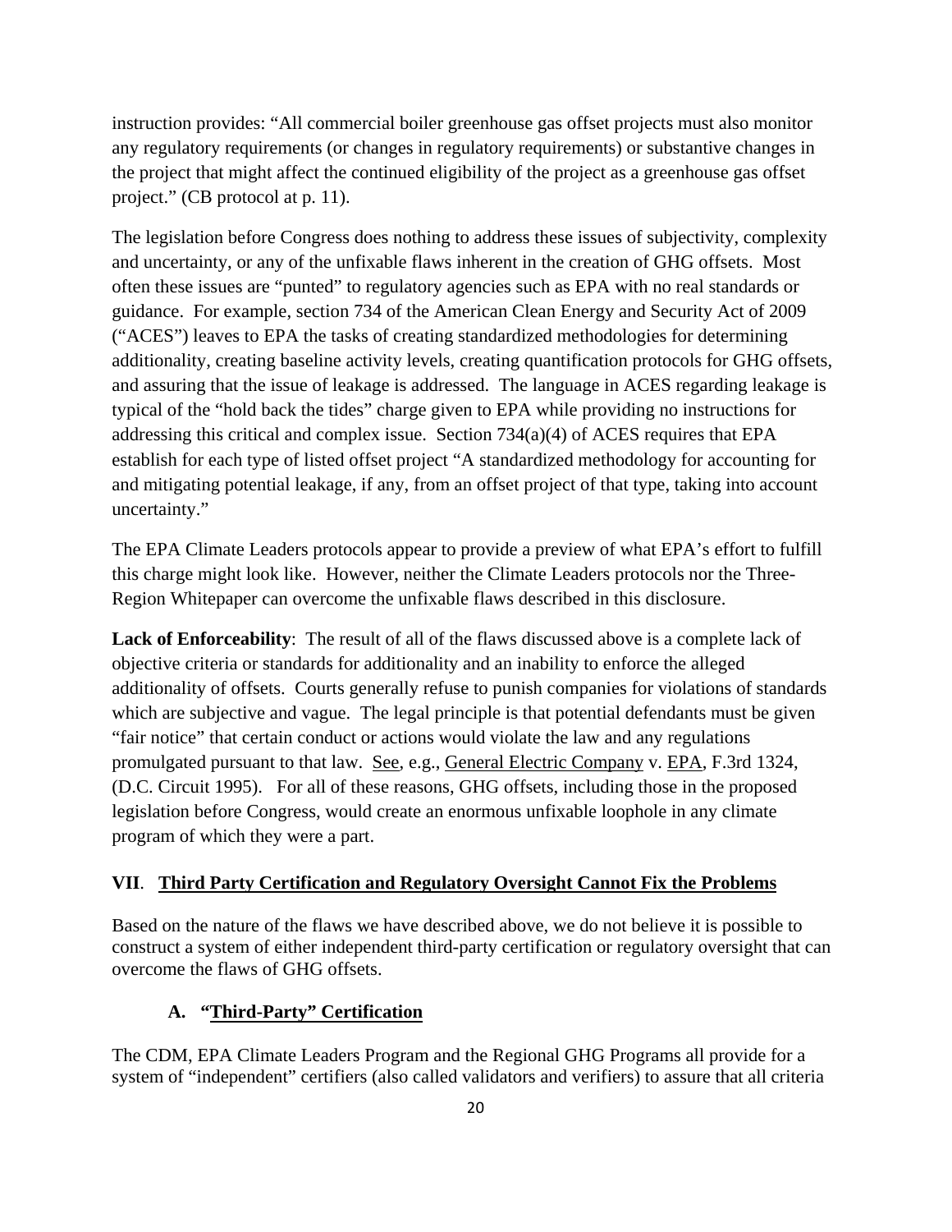instruction provides: "All commercial boiler greenhouse gas offset projects must also monitor any regulatory requirements (or changes in regulatory requirements) or substantive changes in the project that might affect the continued eligibility of the project as a greenhouse gas offset project." (CB protocol at p. 11).

The legislation before Congress does nothing to address these issues of subjectivity, complexity and uncertainty, or any of the unfixable flaws inherent in the creation of GHG offsets. Most often these issues are "punted" to regulatory agencies such as EPA with no real standards or guidance. For example, section 734 of the American Clean Energy and Security Act of 2009 ("ACES") leaves to EPA the tasks of creating standardized methodologies for determining additionality, creating baseline activity levels, creating quantification protocols for GHG offsets, and assuring that the issue of leakage is addressed. The language in ACES regarding leakage is typical of the "hold back the tides" charge given to EPA while providing no instructions for addressing this critical and complex issue. Section 734(a)(4) of ACES requires that EPA establish for each type of listed offset project "A standardized methodology for accounting for and mitigating potential leakage, if any, from an offset project of that type, taking into account uncertainty."

The EPA Climate Leaders protocols appear to provide a preview of what EPA's effort to fulfill this charge might look like. However, neither the Climate Leaders protocols nor the Three-Region Whitepaper can overcome the unfixable flaws described in this disclosure.

**Lack of Enforceability**: The result of all of the flaws discussed above is a complete lack of objective criteria or standards for additionality and an inability to enforce the alleged additionality of offsets. Courts generally refuse to punish companies for violations of standards which are subjective and vague. The legal principle is that potential defendants must be given "fair notice" that certain conduct or actions would violate the law and any regulations promulgated pursuant to that law. See, e.g., General Electric Company v. EPA, F.3rd 1324, (D.C. Circuit 1995). For all of these reasons, GHG offsets, including those in the proposed legislation before Congress, would create an enormous unfixable loophole in any climate program of which they were a part.

## VII. Third Party Certification and Regulatory Oversight Cannot Fix the Problems

Based on the nature of the flaws we have described above, we do not believe it is possible to construct a system of either independent third-party certification or regulatory oversight that can overcome the flaws of GHG offsets.

### A. "Third-Party" Certification

The CDM, EPA Climate Leaders Program and the Regional GHG Programs all provide for a system of "independent" certifiers (also called validators and verifiers) to assure that all criteria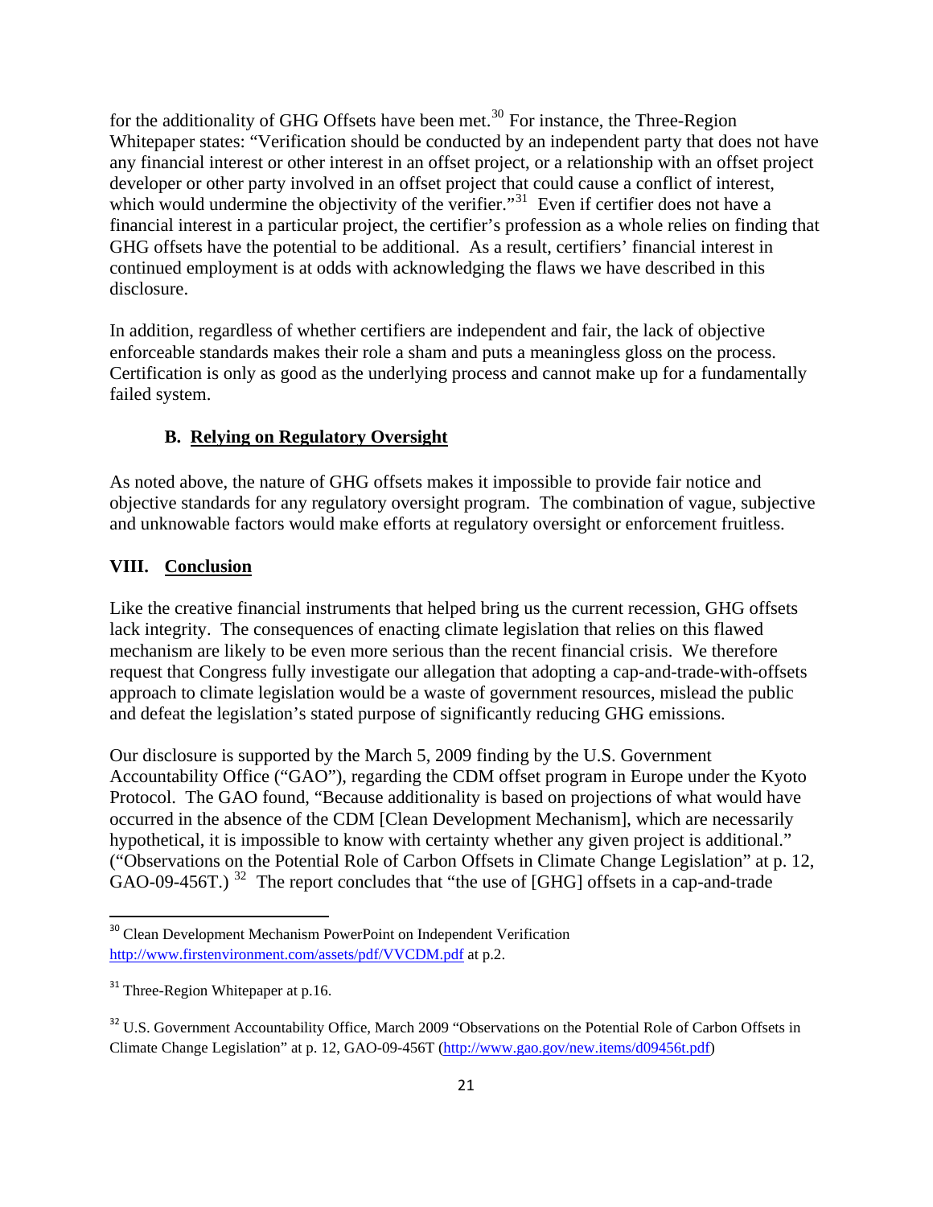for the additionality of GHG Offsets have been met.[30] For instance, the Three-Region Whitepaper states: "Verification should be conducted by an independent party that does not have any financial interest or other interest in an offset project, or a relationship with an offset project developer or other party involved in an offset project that could cause a conflict of interest, which would undermine the objectivity of the verifier."[31] Even if certifier does not have a financial interest in a particular project, the certifier's profession as a whole relies on finding that GHG offsets have the potential to be additional. As a result, certifiers' financial interest in continued employment is at odds with acknowledging the flaws we have described in this disclosure.

In addition, regardless of whether certifiers are independent and fair, the lack of objective enforceable standards makes their role a sham and puts a meaningless gloss on the process. Certification is only as good as the underlying process and cannot make up for a fundamentally failed system.

### B. Relying on Regulatory Oversight

As noted above, the nature of GHG offsets makes it impossible to provide fair notice and objective standards for any regulatory oversight program. The combination of vague, subjective and unknowable factors would make efforts at regulatory oversight or enforcement fruitless.

## VIII. Conclusion

Like the creative financial instruments that helped bring us the current recession, GHG offsets lack integrity. The consequences of enacting climate legislation that relies on this flawed mechanism are likely to be even more serious than the recent financial crisis. We therefore request that Congress fully investigate our allegation that adopting a cap-and-trade-with-offsets approach to climate legislation would be a waste of government resources, mislead the public and defeat the legislation's stated purpose of significantly reducing GHG emissions.

Our disclosure is supported by the March 5, 2009 finding by the U.S. Government Accountability Office ("GAO"), regarding the CDM offset program in Europe under the Kyoto Protocol. The GAO found, "Because additionality is based on projections of what would have occurred in the absence of the CDM [Clean Development Mechanism], which are necessarily hypothetical, it is impossible to know with certainty whether any given project is additional." ("Observations on the Potential Role of Carbon Offsets in Climate Change Legislation" at p. 12, GAO-09-456T.) [32] The report concludes that "the use of [GHG] offsets in a cap-and-trade

---

[30] Clean Development Mechanism PowerPoint on Independent Verification http://www.firstenvironment.com/assets/pdf/VVCDM.pdf at p.2.

[31] Three-Region Whitepaper at p.16.

[32] U.S. Government Accountability Office, March 2009 "Observations on the Potential Role of Carbon Offsets in Climate Change Legislation" at p. 12, GAO-09-456T (http://www.gao.gov/new.items/d09456t.pdf)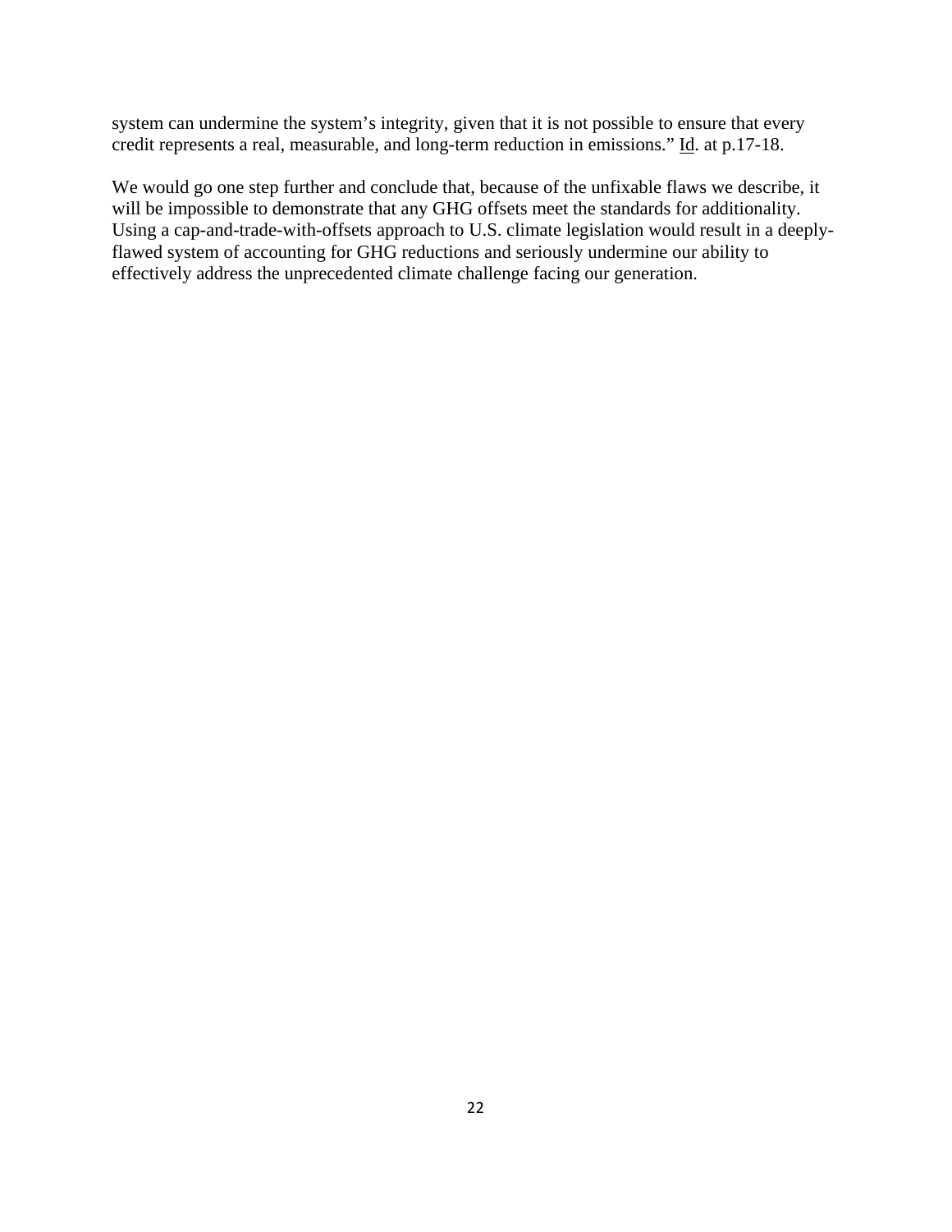system can undermine the system's integrity, given that it is not possible to ensure that every credit represents a real, measurable, and long-term reduction in emissions." Id. at p.17-18.

We would go one step further and conclude that, because of the unfixable flaws we describe, it will be impossible to demonstrate that any GHG offsets meet the standards for additionality. Using a cap-and-trade-with-offsets approach to U.S. climate legislation would result in a deeply-flawed system of accounting for GHG reductions and seriously undermine our ability to effectively address the unprecedented climate challenge facing our generation.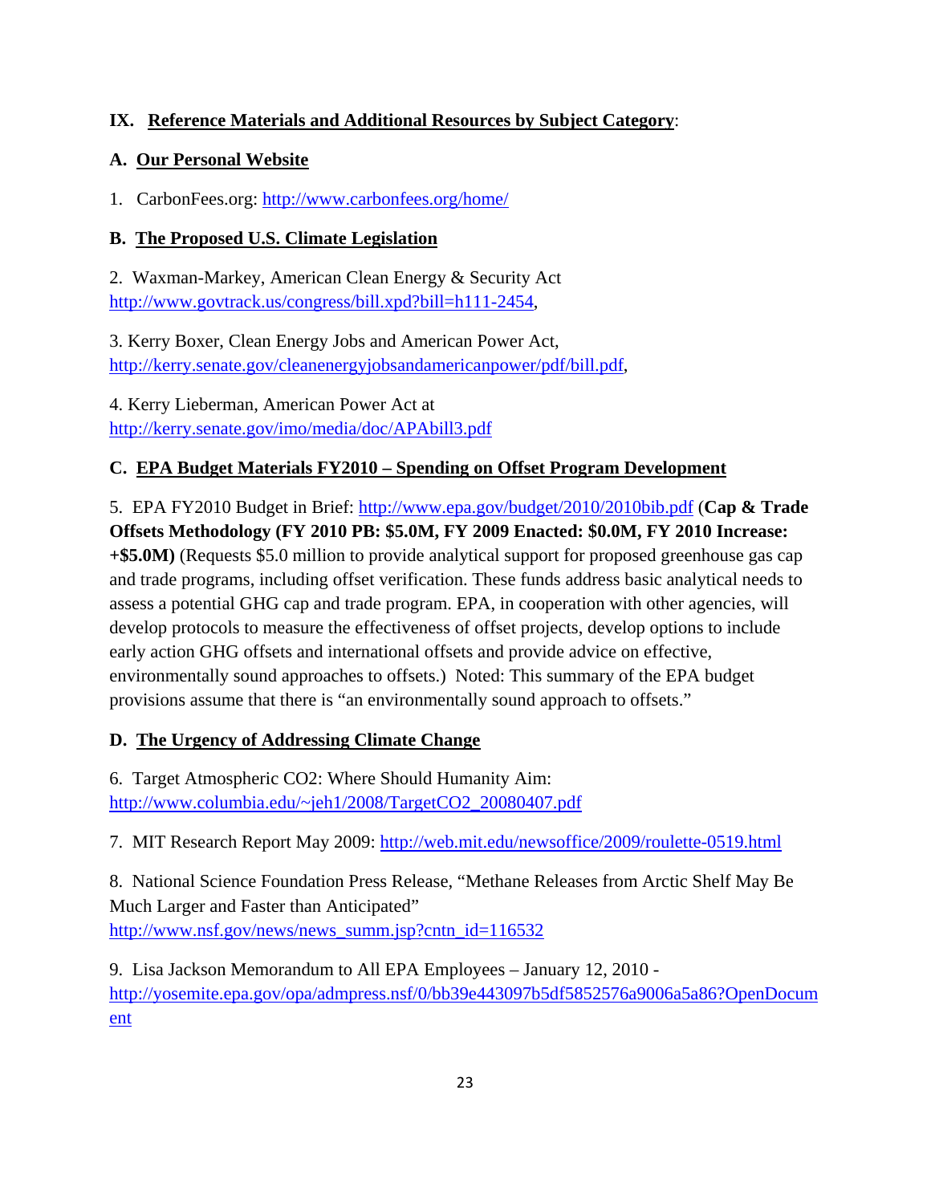## IX. Reference Materials and Additional Resources by Subject Category:

### A. Our Personal Website

1. CarbonFees.org: http://www.carbonfees.org/home/

### B. The Proposed U.S. Climate Legislation

2. Waxman-Markey, American Clean Energy & Security Act http://www.govtrack.us/congress/bill.xpd?bill=h111-2454,

3. Kerry Boxer, Clean Energy Jobs and American Power Act, http://kerry.senate.gov/cleanenergyjobsandamericanpower/pdf/bill.pdf,

4. Kerry Lieberman, American Power Act at http://kerry.senate.gov/imo/media/doc/APAbill3.pdf

### C. EPA Budget Materials FY2010 – Spending on Offset Program Development

5. EPA FY2010 Budget in Brief: http://www.epa.gov/budget/2010/2010bib.pdf (**Cap & Trade Offsets Methodology (FY 2010 PB: \$5.0M, FY 2009 Enacted: \$0.0M, FY 2010 Increase: +\$5.0M)** (Requests \$5.0 million to provide analytical support for proposed greenhouse gas cap and trade programs, including offset verification. These funds address basic analytical needs to assess a potential GHG cap and trade program. EPA, in cooperation with other agencies, will develop protocols to measure the effectiveness of offset projects, develop options to include early action GHG offsets and international offsets and provide advice on effective, environmentally sound approaches to offsets.) Noted: This summary of the EPA budget provisions assume that there is "an environmentally sound approach to offsets."

### D. The Urgency of Addressing Climate Change

6. Target Atmospheric CO2: Where Should Humanity Aim: http://www.columbia.edu/~jeh1/2008/TargetCO2_20080407.pdf

7. MIT Research Report May 2009: http://web.mit.edu/newsoffice/2009/roulette-0519.html

8. National Science Foundation Press Release, "Methane Releases from Arctic Shelf May Be Much Larger and Faster than Anticipated" http://www.nsf.gov/news/news_summ.jsp?cntn_id=116532

9. Lisa Jackson Memorandum to All EPA Employees – January 12, 2010 - http://yosemite.epa.gov/opa/admpress.nsf/0/bb39e443097b5df5852576a9006a5a86?OpenDocument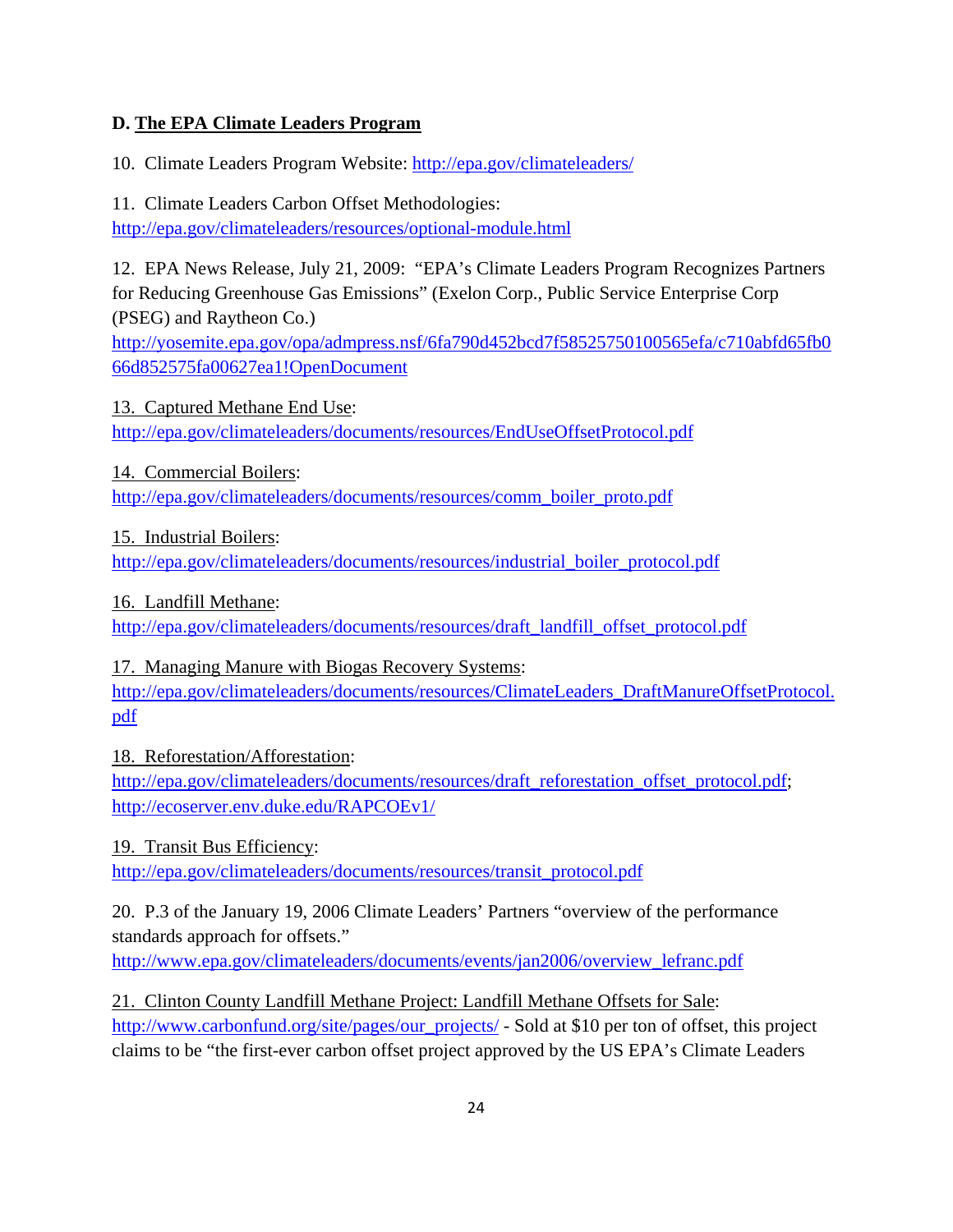**D. The EPA Climate Leaders Program**

10. Climate Leaders Program Website: http://epa.gov/climateleaders/

11. Climate Leaders Carbon Offset Methodologies: http://epa.gov/climateleaders/resources/optional-module.html

12. EPA News Release, July 21, 2009: "EPA's Climate Leaders Program Recognizes Partners for Reducing Greenhouse Gas Emissions" (Exelon Corp., Public Service Enterprise Corp (PSEG) and Raytheon Co.) http://yosemite.epa.gov/opa/admpress.nsf/6fa790d452bcd7f58525750100565efa/c710abfd65fb066d852575fa00627ea1!OpenDocument

13. Captured Methane End Use: http://epa.gov/climateleaders/documents/resources/EndUseOffsetProtocol.pdf

14. Commercial Boilers: http://epa.gov/climateleaders/documents/resources/comm_boiler_proto.pdf

15. Industrial Boilers: http://epa.gov/climateleaders/documents/resources/industrial_boiler_protocol.pdf

16. Landfill Methane: http://epa.gov/climateleaders/documents/resources/draft_landfill_offset_protocol.pdf

17. Managing Manure with Biogas Recovery Systems: http://epa.gov/climateleaders/documents/resources/ClimateLeaders_DraftManureOffsetProtocol.pdf

18. Reforestation/Afforestation: http://epa.gov/climateleaders/documents/resources/draft_reforestation_offset_protocol.pdf; http://ecoserver.env.duke.edu/RAPCOEv1/

19. Transit Bus Efficiency: http://epa.gov/climateleaders/documents/resources/transit_protocol.pdf

20. P.3 of the January 19, 2006 Climate Leaders' Partners "overview of the performance standards approach for offsets." http://www.epa.gov/climateleaders/documents/events/jan2006/overview_lefranc.pdf

21. Clinton County Landfill Methane Project: Landfill Methane Offsets for Sale: http://www.carbonfund.org/site/pages/our_projects/ - Sold at $10 per ton of offset, this project claims to be "the first-ever carbon offset project approved by the US EPA's Climate Leaders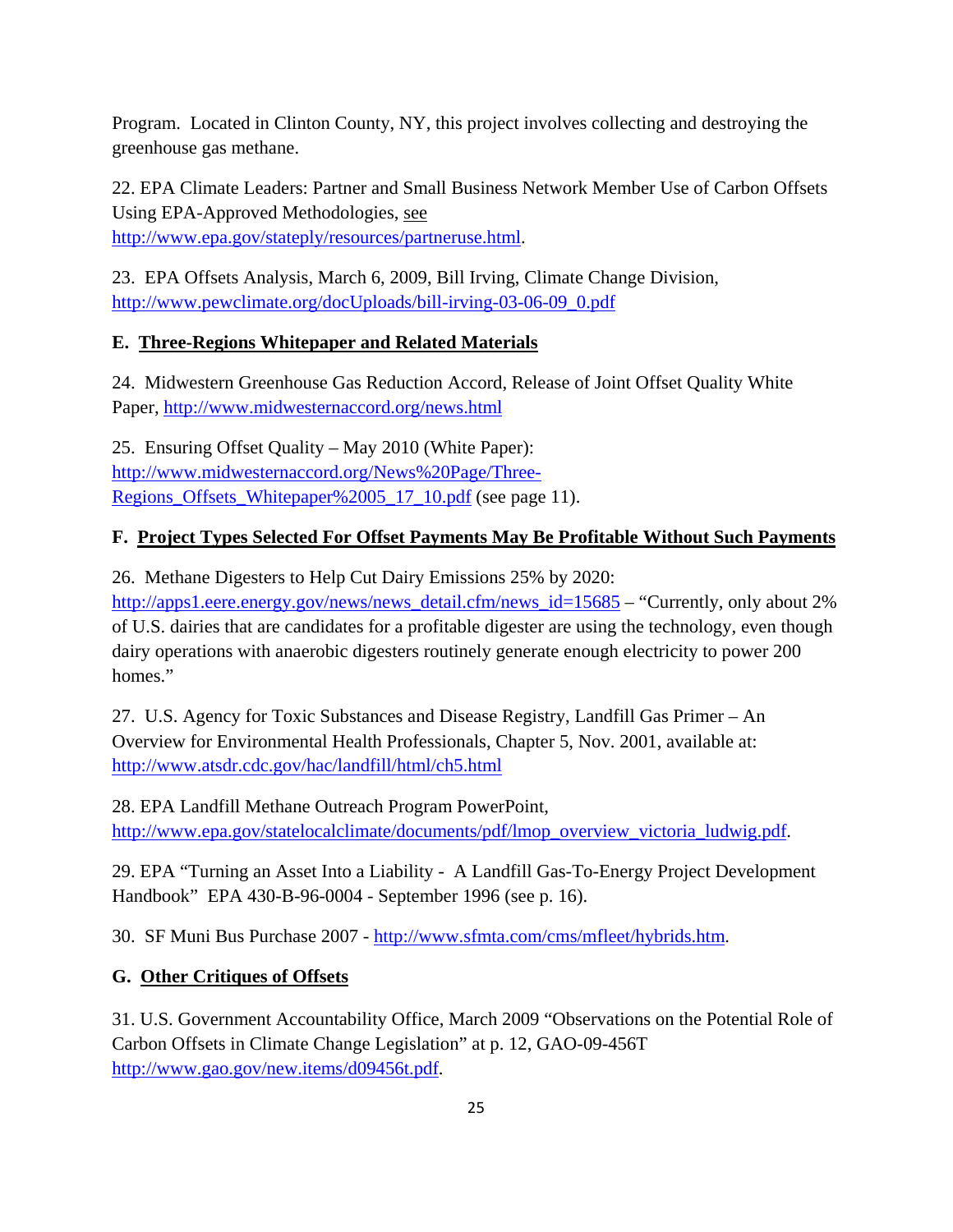Program. Located in Clinton County, NY, this project involves collecting and destroying the greenhouse gas methane.

22. EPA Climate Leaders: Partner and Small Business Network Member Use of Carbon Offsets Using EPA-Approved Methodologies, see http://www.epa.gov/stateply/resources/partneruse.html.

23. EPA Offsets Analysis, March 6, 2009, Bill Irving, Climate Change Division, http://www.pewclimate.org/docUploads/bill-irving-03-06-09_0.pdf

**E. Three-Regions Whitepaper and Related Materials**

24. Midwestern Greenhouse Gas Reduction Accord, Release of Joint Offset Quality White Paper, http://www.midwesternaccord.org/news.html

25. Ensuring Offset Quality – May 2010 (White Paper): http://www.midwesternaccord.org/News%20Page/Three-Regions_Offsets_Whitepaper%2005_17_10.pdf (see page 11).

**F. Project Types Selected For Offset Payments May Be Profitable Without Such Payments**

26. Methane Digesters to Help Cut Dairy Emissions 25% by 2020: http://apps1.eere.energy.gov/news/news_detail.cfm/news_id=15685 – "Currently, only about 2% of U.S. dairies that are candidates for a profitable digester are using the technology, even though dairy operations with anaerobic digesters routinely generate enough electricity to power 200 homes."

27. U.S. Agency for Toxic Substances and Disease Registry, Landfill Gas Primer – An Overview for Environmental Health Professionals, Chapter 5, Nov. 2001, available at: http://www.atsdr.cdc.gov/hac/landfill/html/ch5.html

28. EPA Landfill Methane Outreach Program PowerPoint, http://www.epa.gov/statelocalclimate/documents/pdf/lmop_overview_victoria_ludwig.pdf.

29. EPA "Turning an Asset Into a Liability - A Landfill Gas-To-Energy Project Development Handbook" EPA 430-B-96-0004 - September 1996 (see p. 16).

30. SF Muni Bus Purchase 2007 - http://www.sfmta.com/cms/mfleet/hybrids.htm.

**G. Other Critiques of Offsets**

31. U.S. Government Accountability Office, March 2009 "Observations on the Potential Role of Carbon Offsets in Climate Change Legislation" at p. 12, GAO-09-456T http://www.gao.gov/new.items/d09456t.pdf.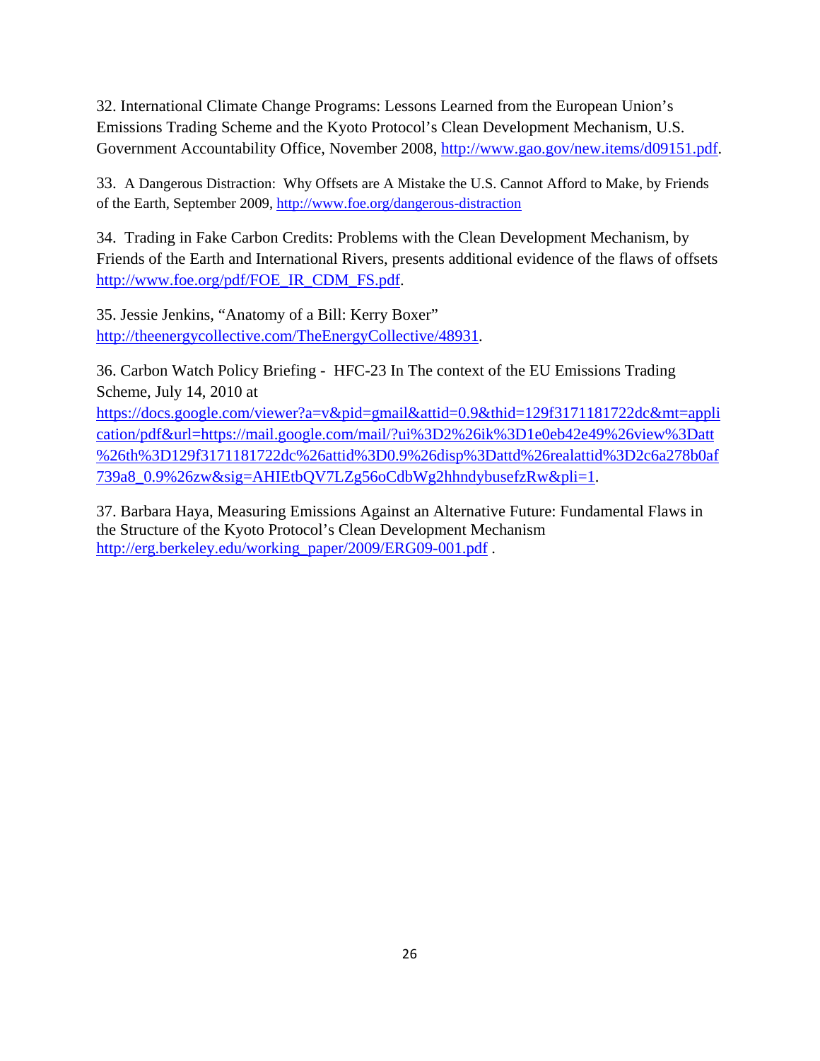32. International Climate Change Programs: Lessons Learned from the European Union's Emissions Trading Scheme and the Kyoto Protocol's Clean Development Mechanism, U.S. Government Accountability Office, November 2008, http://www.gao.gov/new.items/d09151.pdf.

33. A Dangerous Distraction: Why Offsets are A Mistake the U.S. Cannot Afford to Make, by Friends of the Earth, September 2009, http://www.foe.org/dangerous-distraction

34. Trading in Fake Carbon Credits: Problems with the Clean Development Mechanism, by Friends of the Earth and International Rivers, presents additional evidence of the flaws of offsets http://www.foe.org/pdf/FOE_IR_CDM_FS.pdf.

35. Jessie Jenkins, "Anatomy of a Bill: Kerry Boxer" http://theenergycollective.com/TheEnergyCollective/48931.

36. Carbon Watch Policy Briefing - HFC-23 In The context of the EU Emissions Trading Scheme, July 14, 2010 at https://docs.google.com/viewer?a=v&pid=gmail&attid=0.9&thid=129f3171181722dc&mt=application/pdf&url=https://mail.google.com/mail/?ui%3D2%26ik%3D1e0eb42e49%26view%3Datt%26th%3D129f3171181722dc%26attid%3D0.9%26disp%3Dattd%26realattid%3D2c6a278b0af739a8_0.9%26zw&sig=AHIEtbQV7LZg56oCdbWg2hhndybusefzRw&pli=1.

37. Barbara Haya, Measuring Emissions Against an Alternative Future: Fundamental Flaws in the Structure of the Kyoto Protocol's Clean Development Mechanism http://erg.berkeley.edu/working_paper/2009/ERG09-001.pdf .